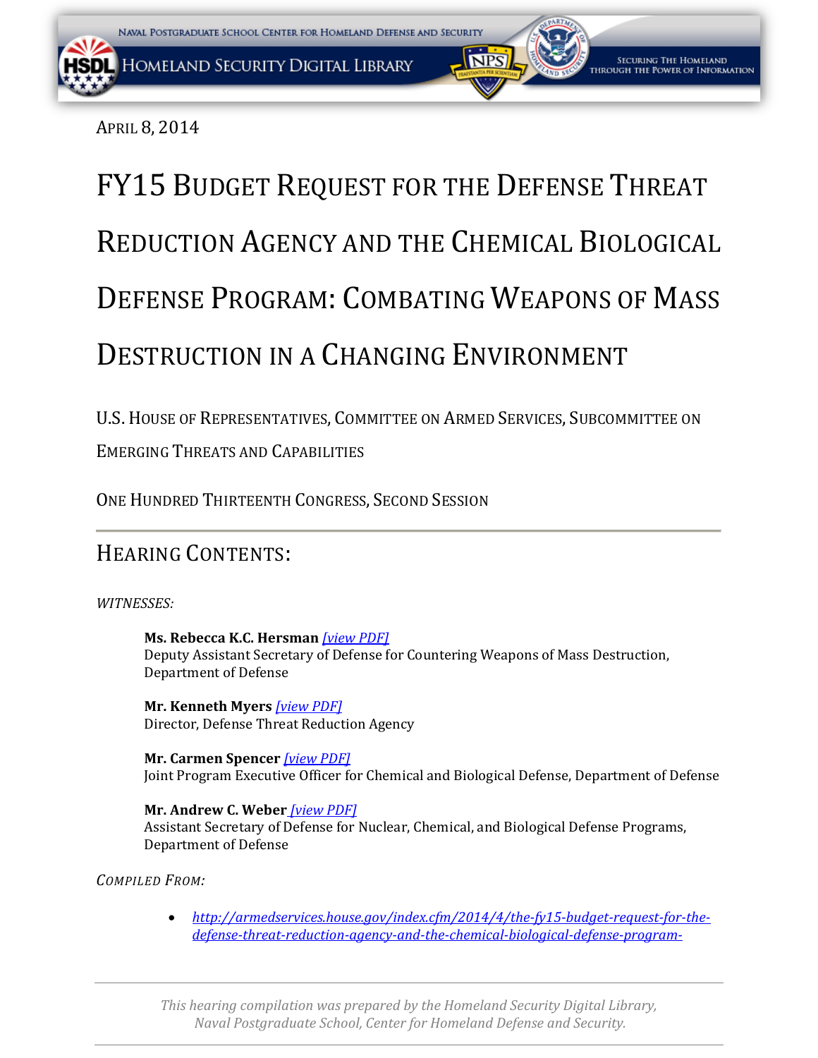April 8, 2014

# FY15 Budget Request for the Defense Threat Reduction Agency and the Chemical Biological Defense Program: Combating Weapons of Mass Destruction in a Changing Environment

U.S. House of Representatives, Committee on Armed Services, Subcommittee on Emerging Threats and Capabilities

One Hundred Thirteenth Congress, Second Session

---

## Hearing Contents:

*Witnesses:*

**Ms. Rebecca K.C. Hersman** [view PDF]
Deputy Assistant Secretary of Defense for Countering Weapons of Mass Destruction, Department of Defense

**Mr. Kenneth Myers** [view PDF]
Director, Defense Threat Reduction Agency

**Mr. Carmen Spencer** [view PDF]
Joint Program Executive Officer for Chemical and Biological Defense, Department of Defense

**Mr. Andrew C. Weber** [view PDF]
Assistant Secretary of Defense for Nuclear, Chemical, and Biological Defense Programs, Department of Defense

*Compiled From:*

- *http://armedservices.house.gov/index.cfm/2014/4/the-fy15-budget-request-for-the-defense-threat-reduction-agency-and-the-chemical-biological-defense-program-*

---

*This hearing compilation was prepared by the Homeland Security Digital Library, Naval Postgraduate School, Center for Homeland Defense and Security.*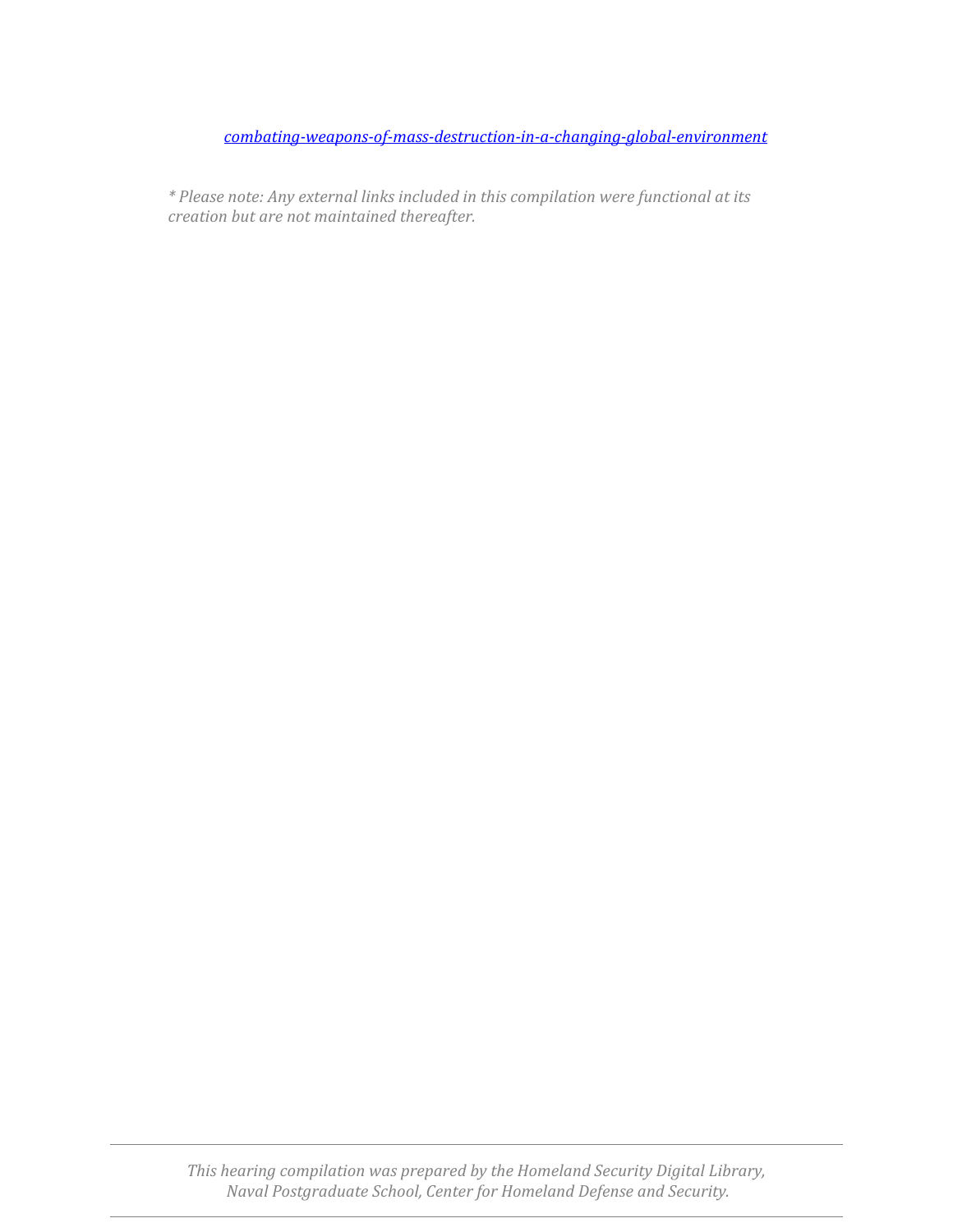[combating-weapons-of-mass-destruction-in-a-changing-global-environment]()

*\* Please note: Any external links included in this compilation were functional at its creation but are not maintained thereafter.*

*This hearing compilation was prepared by the Homeland Security Digital Library, Naval Postgraduate School, Center for Homeland Defense and Security.*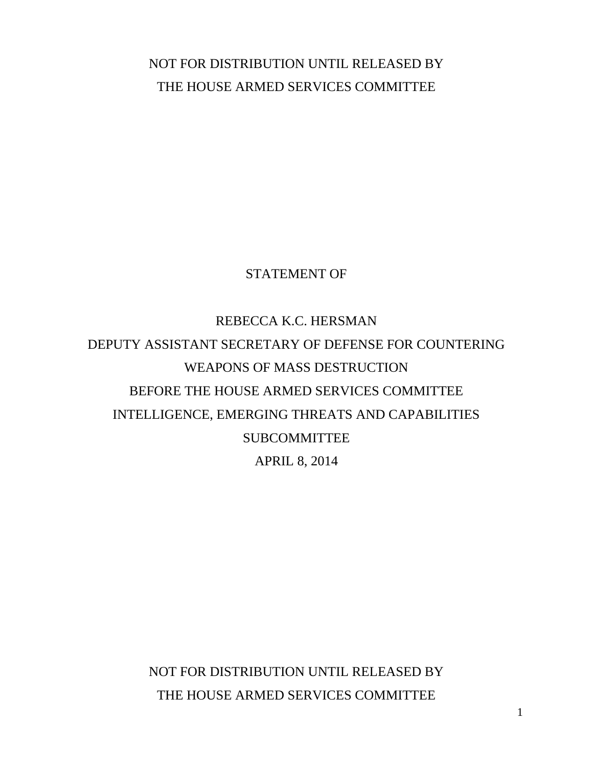NOT FOR DISTRIBUTION UNTIL RELEASED BY
THE HOUSE ARMED SERVICES COMMITTEE

STATEMENT OF

REBECCA K.C. HERSMAN

DEPUTY ASSISTANT SECRETARY OF DEFENSE FOR COUNTERING WEAPONS OF MASS DESTRUCTION

BEFORE THE HOUSE ARMED SERVICES COMMITTEE

INTELLIGENCE, EMERGING THREATS AND CAPABILITIES SUBCOMMITTEE

APRIL 8, 2014

NOT FOR DISTRIBUTION UNTIL RELEASED BY
THE HOUSE ARMED SERVICES COMMITTEE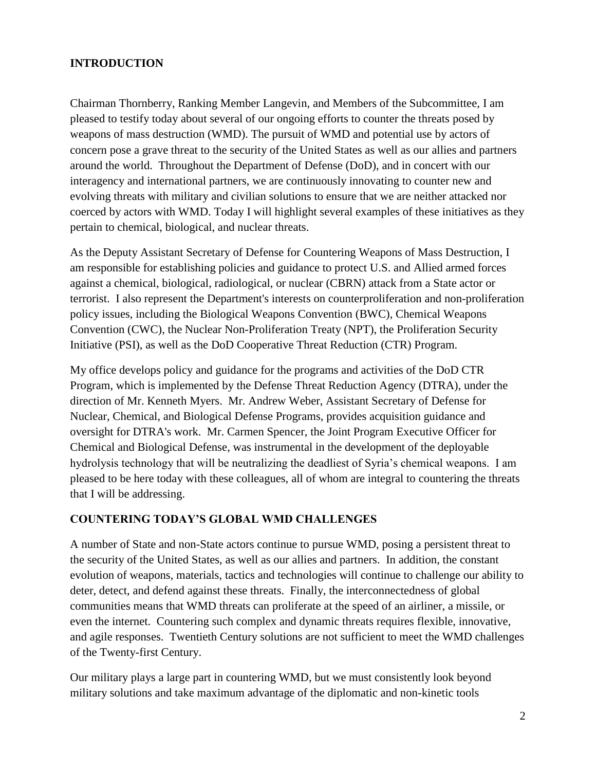## INTRODUCTION

Chairman Thornberry, Ranking Member Langevin, and Members of the Subcommittee, I am pleased to testify today about several of our ongoing efforts to counter the threats posed by weapons of mass destruction (WMD). The pursuit of WMD and potential use by actors of concern pose a grave threat to the security of the United States as well as our allies and partners around the world. Throughout the Department of Defense (DoD), and in concert with our interagency and international partners, we are continuously innovating to counter new and evolving threats with military and civilian solutions to ensure that we are neither attacked nor coerced by actors with WMD. Today I will highlight several examples of these initiatives as they pertain to chemical, biological, and nuclear threats.

As the Deputy Assistant Secretary of Defense for Countering Weapons of Mass Destruction, I am responsible for establishing policies and guidance to protect U.S. and Allied armed forces against a chemical, biological, radiological, or nuclear (CBRN) attack from a State actor or terrorist. I also represent the Department's interests on counterproliferation and non-proliferation policy issues, including the Biological Weapons Convention (BWC), Chemical Weapons Convention (CWC), the Nuclear Non-Proliferation Treaty (NPT), the Proliferation Security Initiative (PSI), as well as the DoD Cooperative Threat Reduction (CTR) Program.

My office develops policy and guidance for the programs and activities of the DoD CTR Program, which is implemented by the Defense Threat Reduction Agency (DTRA), under the direction of Mr. Kenneth Myers. Mr. Andrew Weber, Assistant Secretary of Defense for Nuclear, Chemical, and Biological Defense Programs, provides acquisition guidance and oversight for DTRA's work. Mr. Carmen Spencer, the Joint Program Executive Officer for Chemical and Biological Defense, was instrumental in the development of the deployable hydrolysis technology that will be neutralizing the deadliest of Syria's chemical weapons. I am pleased to be here today with these colleagues, all of whom are integral to countering the threats that I will be addressing.

## COUNTERING TODAY'S GLOBAL WMD CHALLENGES

A number of State and non-State actors continue to pursue WMD, posing a persistent threat to the security of the United States, as well as our allies and partners. In addition, the constant evolution of weapons, materials, tactics and technologies will continue to challenge our ability to deter, detect, and defend against these threats. Finally, the interconnectedness of global communities means that WMD threats can proliferate at the speed of an airliner, a missile, or even the internet. Countering such complex and dynamic threats requires flexible, innovative, and agile responses. Twentieth Century solutions are not sufficient to meet the WMD challenges of the Twenty-first Century.

Our military plays a large part in countering WMD, but we must consistently look beyond military solutions and take maximum advantage of the diplomatic and non-kinetic tools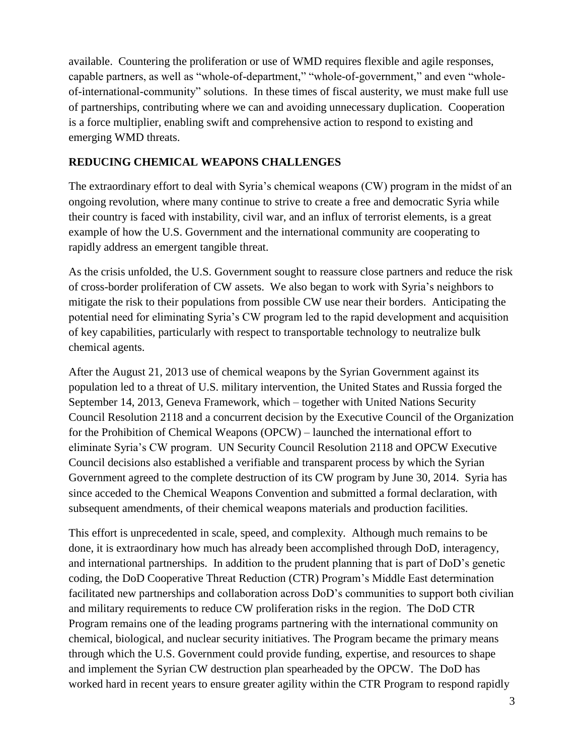available. Countering the proliferation or use of WMD requires flexible and agile responses, capable partners, as well as "whole-of-department," "whole-of-government," and even "whole-of-international-community" solutions. In these times of fiscal austerity, we must make full use of partnerships, contributing where we can and avoiding unnecessary duplication. Cooperation is a force multiplier, enabling swift and comprehensive action to respond to existing and emerging WMD threats.

## REDUCING CHEMICAL WEAPONS CHALLENGES

The extraordinary effort to deal with Syria's chemical weapons (CW) program in the midst of an ongoing revolution, where many continue to strive to create a free and democratic Syria while their country is faced with instability, civil war, and an influx of terrorist elements, is a great example of how the U.S. Government and the international community are cooperating to rapidly address an emergent tangible threat.

As the crisis unfolded, the U.S. Government sought to reassure close partners and reduce the risk of cross-border proliferation of CW assets. We also began to work with Syria's neighbors to mitigate the risk to their populations from possible CW use near their borders. Anticipating the potential need for eliminating Syria's CW program led to the rapid development and acquisition of key capabilities, particularly with respect to transportable technology to neutralize bulk chemical agents.

After the August 21, 2013 use of chemical weapons by the Syrian Government against its population led to a threat of U.S. military intervention, the United States and Russia forged the September 14, 2013, Geneva Framework, which – together with United Nations Security Council Resolution 2118 and a concurrent decision by the Executive Council of the Organization for the Prohibition of Chemical Weapons (OPCW) – launched the international effort to eliminate Syria's CW program. UN Security Council Resolution 2118 and OPCW Executive Council decisions also established a verifiable and transparent process by which the Syrian Government agreed to the complete destruction of its CW program by June 30, 2014. Syria has since acceded to the Chemical Weapons Convention and submitted a formal declaration, with subsequent amendments, of their chemical weapons materials and production facilities.

This effort is unprecedented in scale, speed, and complexity. Although much remains to be done, it is extraordinary how much has already been accomplished through DoD, interagency, and international partnerships. In addition to the prudent planning that is part of DoD's genetic coding, the DoD Cooperative Threat Reduction (CTR) Program's Middle East determination facilitated new partnerships and collaboration across DoD's communities to support both civilian and military requirements to reduce CW proliferation risks in the region. The DoD CTR Program remains one of the leading programs partnering with the international community on chemical, biological, and nuclear security initiatives. The Program became the primary means through which the U.S. Government could provide funding, expertise, and resources to shape and implement the Syrian CW destruction plan spearheaded by the OPCW. The DoD has worked hard in recent years to ensure greater agility within the CTR Program to respond rapidly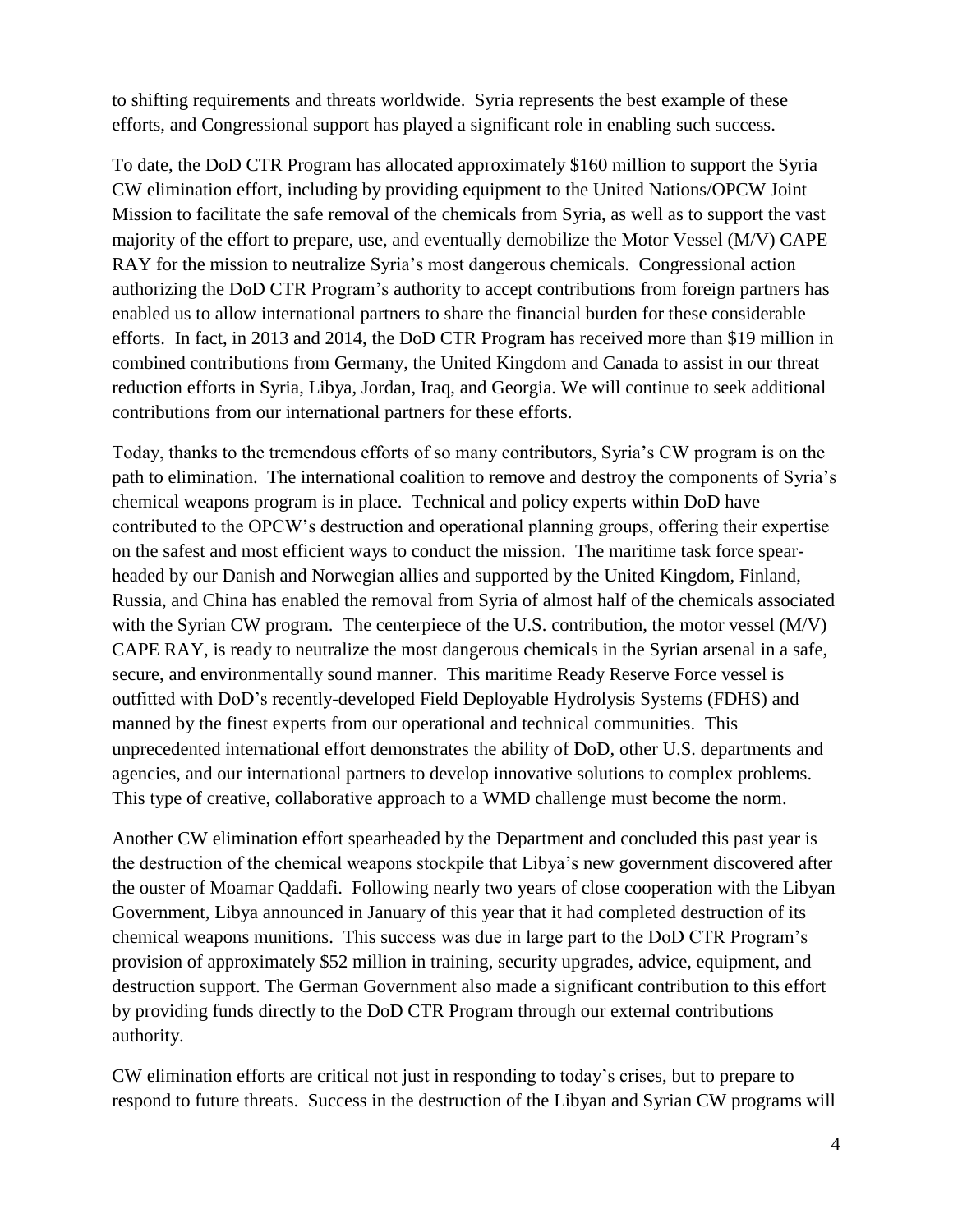to shifting requirements and threats worldwide. Syria represents the best example of these efforts, and Congressional support has played a significant role in enabling such success.

To date, the DoD CTR Program has allocated approximately $160 million to support the Syria CW elimination effort, including by providing equipment to the United Nations/OPCW Joint Mission to facilitate the safe removal of the chemicals from Syria, as well as to support the vast majority of the effort to prepare, use, and eventually demobilize the Motor Vessel (M/V) CAPE RAY for the mission to neutralize Syria's most dangerous chemicals. Congressional action authorizing the DoD CTR Program's authority to accept contributions from foreign partners has enabled us to allow international partners to share the financial burden for these considerable efforts. In fact, in 2013 and 2014, the DoD CTR Program has received more than $19 million in combined contributions from Germany, the United Kingdom and Canada to assist in our threat reduction efforts in Syria, Libya, Jordan, Iraq, and Georgia. We will continue to seek additional contributions from our international partners for these efforts.

Today, thanks to the tremendous efforts of so many contributors, Syria's CW program is on the path to elimination. The international coalition to remove and destroy the components of Syria's chemical weapons program is in place. Technical and policy experts within DoD have contributed to the OPCW's destruction and operational planning groups, offering their expertise on the safest and most efficient ways to conduct the mission. The maritime task force spear-headed by our Danish and Norwegian allies and supported by the United Kingdom, Finland, Russia, and China has enabled the removal from Syria of almost half of the chemicals associated with the Syrian CW program. The centerpiece of the U.S. contribution, the motor vessel (M/V) CAPE RAY, is ready to neutralize the most dangerous chemicals in the Syrian arsenal in a safe, secure, and environmentally sound manner. This maritime Ready Reserve Force vessel is outfitted with DoD's recently-developed Field Deployable Hydrolysis Systems (FDHS) and manned by the finest experts from our operational and technical communities. This unprecedented international effort demonstrates the ability of DoD, other U.S. departments and agencies, and our international partners to develop innovative solutions to complex problems. This type of creative, collaborative approach to a WMD challenge must become the norm.

Another CW elimination effort spearheaded by the Department and concluded this past year is the destruction of the chemical weapons stockpile that Libya's new government discovered after the ouster of Moamar Qaddafi. Following nearly two years of close cooperation with the Libyan Government, Libya announced in January of this year that it had completed destruction of its chemical weapons munitions. This success was due in large part to the DoD CTR Program's provision of approximately $52 million in training, security upgrades, advice, equipment, and destruction support. The German Government also made a significant contribution to this effort by providing funds directly to the DoD CTR Program through our external contributions authority.

CW elimination efforts are critical not just in responding to today's crises, but to prepare to respond to future threats. Success in the destruction of the Libyan and Syrian CW programs will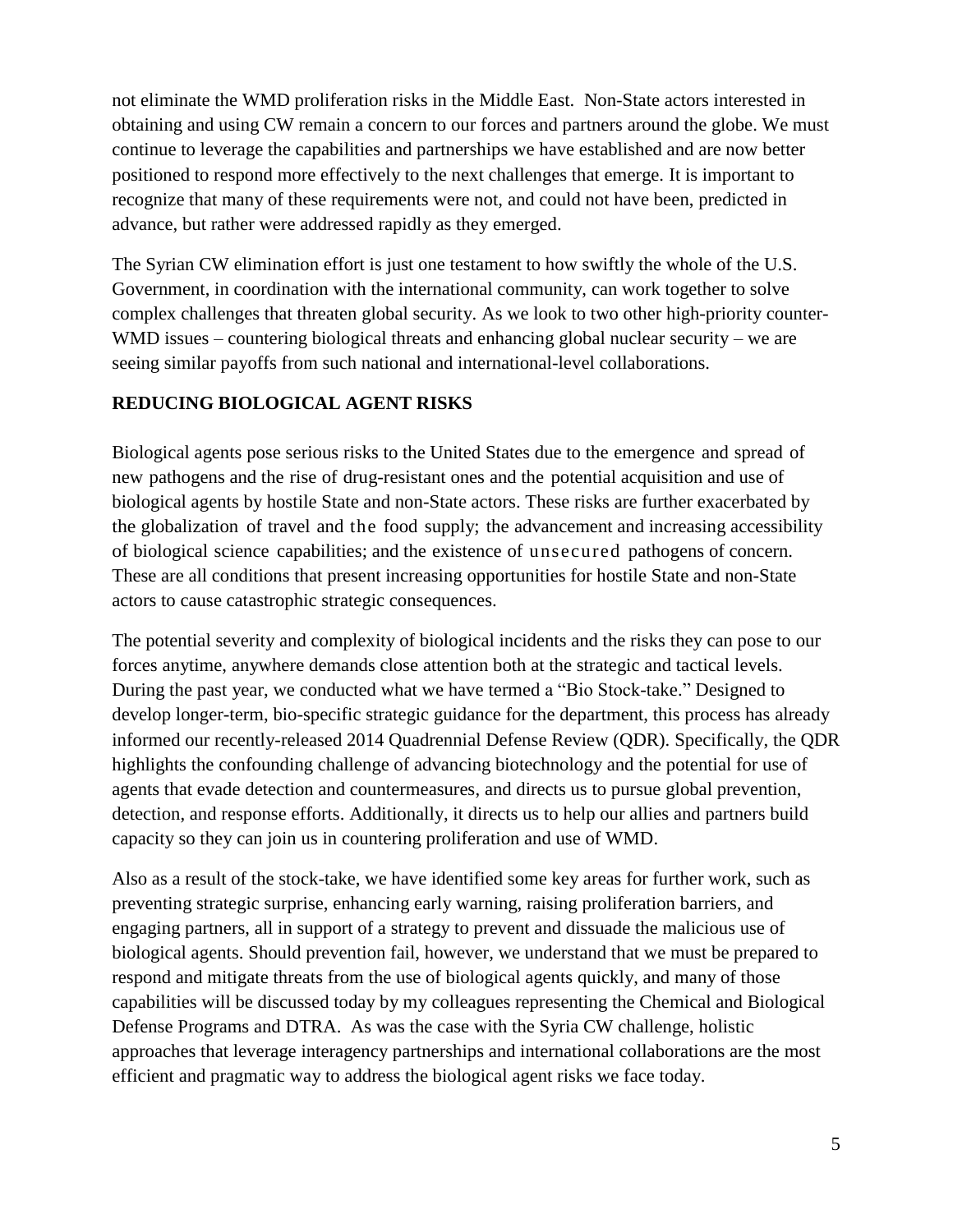not eliminate the WMD proliferation risks in the Middle East. Non-State actors interested in obtaining and using CW remain a concern to our forces and partners around the globe. We must continue to leverage the capabilities and partnerships we have established and are now better positioned to respond more effectively to the next challenges that emerge. It is important to recognize that many of these requirements were not, and could not have been, predicted in advance, but rather were addressed rapidly as they emerged.

The Syrian CW elimination effort is just one testament to how swiftly the whole of the U.S. Government, in coordination with the international community, can work together to solve complex challenges that threaten global security. As we look to two other high-priority counter-WMD issues – countering biological threats and enhancing global nuclear security – we are seeing similar payoffs from such national and international-level collaborations.

**REDUCING BIOLOGICAL AGENT RISKS**

Biological agents pose serious risks to the United States due to the emergence and spread of new pathogens and the rise of drug-resistant ones and the potential acquisition and use of biological agents by hostile State and non-State actors. These risks are further exacerbated by the globalization of travel and the food supply; the advancement and increasing accessibility of biological science capabilities; and the existence of unsecured pathogens of concern. These are all conditions that present increasing opportunities for hostile State and non-State actors to cause catastrophic strategic consequences.

The potential severity and complexity of biological incidents and the risks they can pose to our forces anytime, anywhere demands close attention both at the strategic and tactical levels. During the past year, we conducted what we have termed a "Bio Stock-take." Designed to develop longer-term, bio-specific strategic guidance for the department, this process has already informed our recently-released 2014 Quadrennial Defense Review (QDR). Specifically, the QDR highlights the confounding challenge of advancing biotechnology and the potential for use of agents that evade detection and countermeasures, and directs us to pursue global prevention, detection, and response efforts. Additionally, it directs us to help our allies and partners build capacity so they can join us in countering proliferation and use of WMD.

Also as a result of the stock-take, we have identified some key areas for further work, such as preventing strategic surprise, enhancing early warning, raising proliferation barriers, and engaging partners, all in support of a strategy to prevent and dissuade the malicious use of biological agents. Should prevention fail, however, we understand that we must be prepared to respond and mitigate threats from the use of biological agents quickly, and many of those capabilities will be discussed today by my colleagues representing the Chemical and Biological Defense Programs and DTRA. As was the case with the Syria CW challenge, holistic approaches that leverage interagency partnerships and international collaborations are the most efficient and pragmatic way to address the biological agent risks we face today.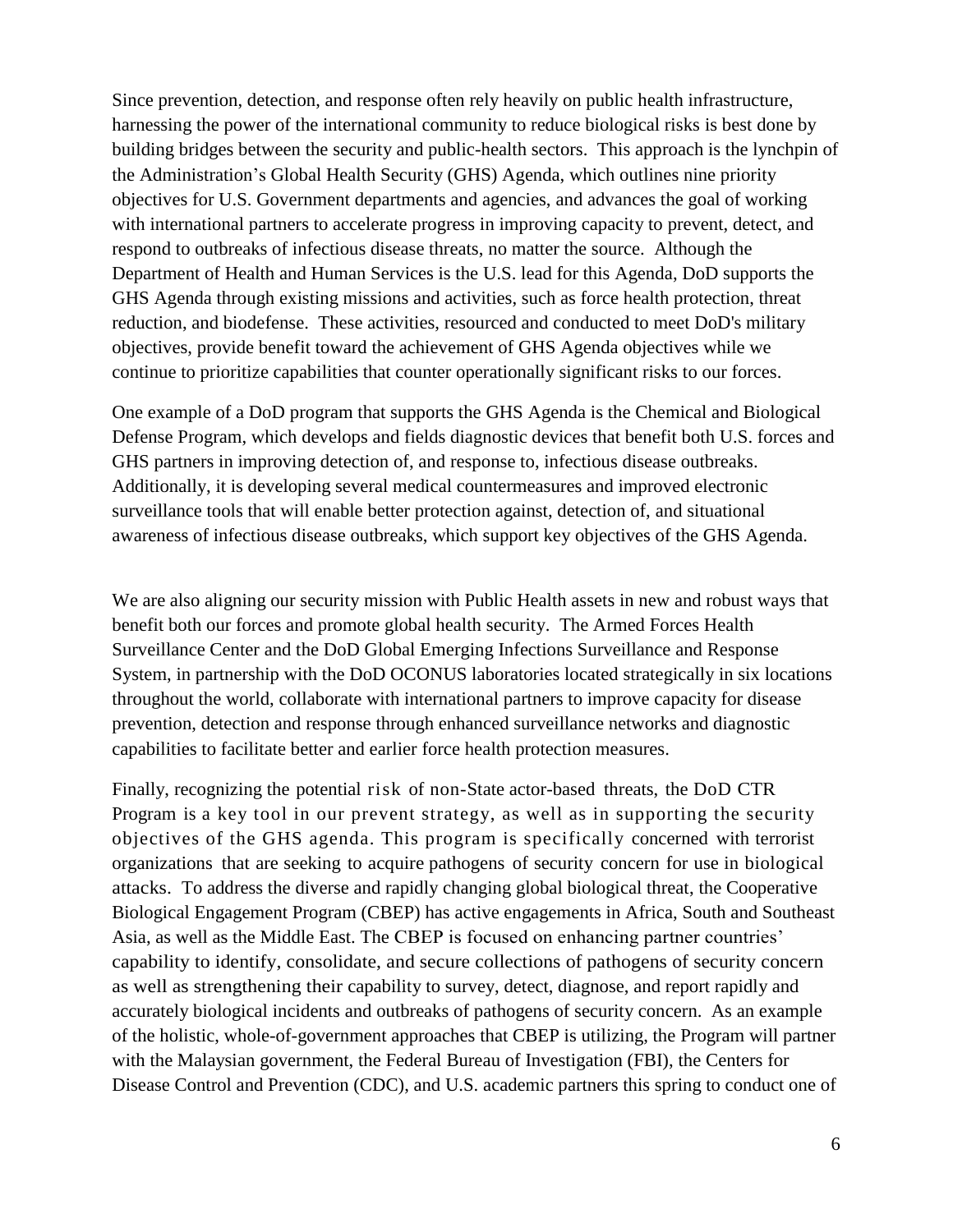Since prevention, detection, and response often rely heavily on public health infrastructure, harnessing the power of the international community to reduce biological risks is best done by building bridges between the security and public-health sectors. This approach is the lynchpin of the Administration's Global Health Security (GHS) Agenda, which outlines nine priority objectives for U.S. Government departments and agencies, and advances the goal of working with international partners to accelerate progress in improving capacity to prevent, detect, and respond to outbreaks of infectious disease threats, no matter the source. Although the Department of Health and Human Services is the U.S. lead for this Agenda, DoD supports the GHS Agenda through existing missions and activities, such as force health protection, threat reduction, and biodefense. These activities, resourced and conducted to meet DoD's military objectives, provide benefit toward the achievement of GHS Agenda objectives while we continue to prioritize capabilities that counter operationally significant risks to our forces.

One example of a DoD program that supports the GHS Agenda is the Chemical and Biological Defense Program, which develops and fields diagnostic devices that benefit both U.S. forces and GHS partners in improving detection of, and response to, infectious disease outbreaks. Additionally, it is developing several medical countermeasures and improved electronic surveillance tools that will enable better protection against, detection of, and situational awareness of infectious disease outbreaks, which support key objectives of the GHS Agenda.

We are also aligning our security mission with Public Health assets in new and robust ways that benefit both our forces and promote global health security. The Armed Forces Health Surveillance Center and the DoD Global Emerging Infections Surveillance and Response System, in partnership with the DoD OCONUS laboratories located strategically in six locations throughout the world, collaborate with international partners to improve capacity for disease prevention, detection and response through enhanced surveillance networks and diagnostic capabilities to facilitate better and earlier force health protection measures.

Finally, recognizing the potential risk of non-State actor-based threats, the DoD CTR Program is a key tool in our prevent strategy, as well as in supporting the security objectives of the GHS agenda. This program is specifically concerned with terrorist organizations that are seeking to acquire pathogens of security concern for use in biological attacks. To address the diverse and rapidly changing global biological threat, the Cooperative Biological Engagement Program (CBEP) has active engagements in Africa, South and Southeast Asia, as well as the Middle East. The CBEP is focused on enhancing partner countries' capability to identify, consolidate, and secure collections of pathogens of security concern as well as strengthening their capability to survey, detect, diagnose, and report rapidly and accurately biological incidents and outbreaks of pathogens of security concern. As an example of the holistic, whole-of-government approaches that CBEP is utilizing, the Program will partner with the Malaysian government, the Federal Bureau of Investigation (FBI), the Centers for Disease Control and Prevention (CDC), and U.S. academic partners this spring to conduct one of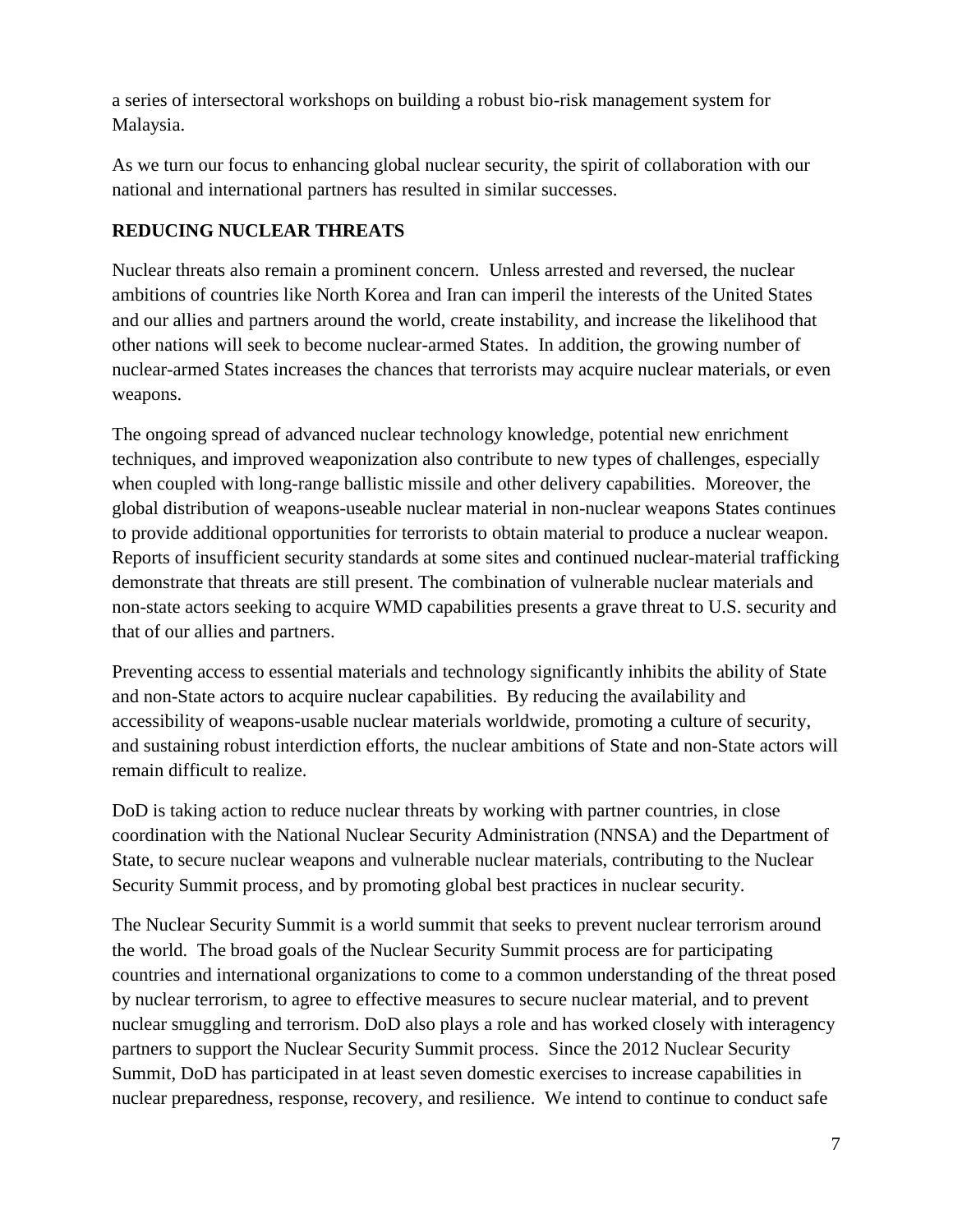a series of intersectoral workshops on building a robust bio-risk management system for Malaysia.

As we turn our focus to enhancing global nuclear security, the spirit of collaboration with our national and international partners has resulted in similar successes.

## REDUCING NUCLEAR THREATS

Nuclear threats also remain a prominent concern. Unless arrested and reversed, the nuclear ambitions of countries like North Korea and Iran can imperil the interests of the United States and our allies and partners around the world, create instability, and increase the likelihood that other nations will seek to become nuclear-armed States. In addition, the growing number of nuclear-armed States increases the chances that terrorists may acquire nuclear materials, or even weapons.

The ongoing spread of advanced nuclear technology knowledge, potential new enrichment techniques, and improved weaponization also contribute to new types of challenges, especially when coupled with long-range ballistic missile and other delivery capabilities. Moreover, the global distribution of weapons-useable nuclear material in non-nuclear weapons States continues to provide additional opportunities for terrorists to obtain material to produce a nuclear weapon. Reports of insufficient security standards at some sites and continued nuclear-material trafficking demonstrate that threats are still present. The combination of vulnerable nuclear materials and non-state actors seeking to acquire WMD capabilities presents a grave threat to U.S. security and that of our allies and partners.

Preventing access to essential materials and technology significantly inhibits the ability of State and non-State actors to acquire nuclear capabilities. By reducing the availability and accessibility of weapons-usable nuclear materials worldwide, promoting a culture of security, and sustaining robust interdiction efforts, the nuclear ambitions of State and non-State actors will remain difficult to realize.

DoD is taking action to reduce nuclear threats by working with partner countries, in close coordination with the National Nuclear Security Administration (NNSA) and the Department of State, to secure nuclear weapons and vulnerable nuclear materials, contributing to the Nuclear Security Summit process, and by promoting global best practices in nuclear security.

The Nuclear Security Summit is a world summit that seeks to prevent nuclear terrorism around the world. The broad goals of the Nuclear Security Summit process are for participating countries and international organizations to come to a common understanding of the threat posed by nuclear terrorism, to agree to effective measures to secure nuclear material, and to prevent nuclear smuggling and terrorism. DoD also plays a role and has worked closely with interagency partners to support the Nuclear Security Summit process. Since the 2012 Nuclear Security Summit, DoD has participated in at least seven domestic exercises to increase capabilities in nuclear preparedness, response, recovery, and resilience. We intend to continue to conduct safe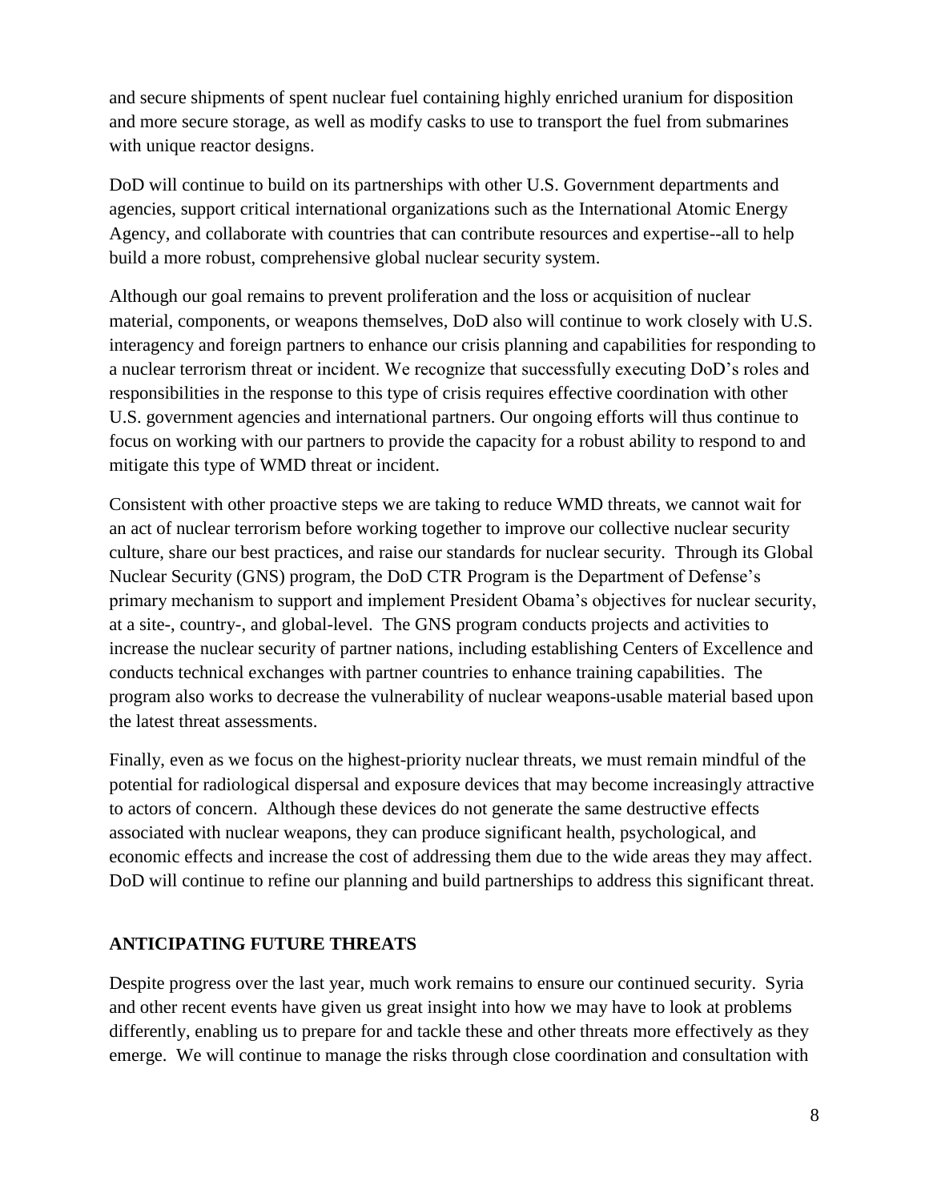and secure shipments of spent nuclear fuel containing highly enriched uranium for disposition and more secure storage, as well as modify casks to use to transport the fuel from submarines with unique reactor designs.

DoD will continue to build on its partnerships with other U.S. Government departments and agencies, support critical international organizations such as the International Atomic Energy Agency, and collaborate with countries that can contribute resources and expertise--all to help build a more robust, comprehensive global nuclear security system.

Although our goal remains to prevent proliferation and the loss or acquisition of nuclear material, components, or weapons themselves, DoD also will continue to work closely with U.S. interagency and foreign partners to enhance our crisis planning and capabilities for responding to a nuclear terrorism threat or incident. We recognize that successfully executing DoD's roles and responsibilities in the response to this type of crisis requires effective coordination with other U.S. government agencies and international partners. Our ongoing efforts will thus continue to focus on working with our partners to provide the capacity for a robust ability to respond to and mitigate this type of WMD threat or incident.

Consistent with other proactive steps we are taking to reduce WMD threats, we cannot wait for an act of nuclear terrorism before working together to improve our collective nuclear security culture, share our best practices, and raise our standards for nuclear security. Through its Global Nuclear Security (GNS) program, the DoD CTR Program is the Department of Defense's primary mechanism to support and implement President Obama's objectives for nuclear security, at a site-, country-, and global-level. The GNS program conducts projects and activities to increase the nuclear security of partner nations, including establishing Centers of Excellence and conducts technical exchanges with partner countries to enhance training capabilities. The program also works to decrease the vulnerability of nuclear weapons-usable material based upon the latest threat assessments.

Finally, even as we focus on the highest-priority nuclear threats, we must remain mindful of the potential for radiological dispersal and exposure devices that may become increasingly attractive to actors of concern. Although these devices do not generate the same destructive effects associated with nuclear weapons, they can produce significant health, psychological, and economic effects and increase the cost of addressing them due to the wide areas they may affect. DoD will continue to refine our planning and build partnerships to address this significant threat.

## ANTICIPATING FUTURE THREATS

Despite progress over the last year, much work remains to ensure our continued security. Syria and other recent events have given us great insight into how we may have to look at problems differently, enabling us to prepare for and tackle these and other threats more effectively as they emerge. We will continue to manage the risks through close coordination and consultation with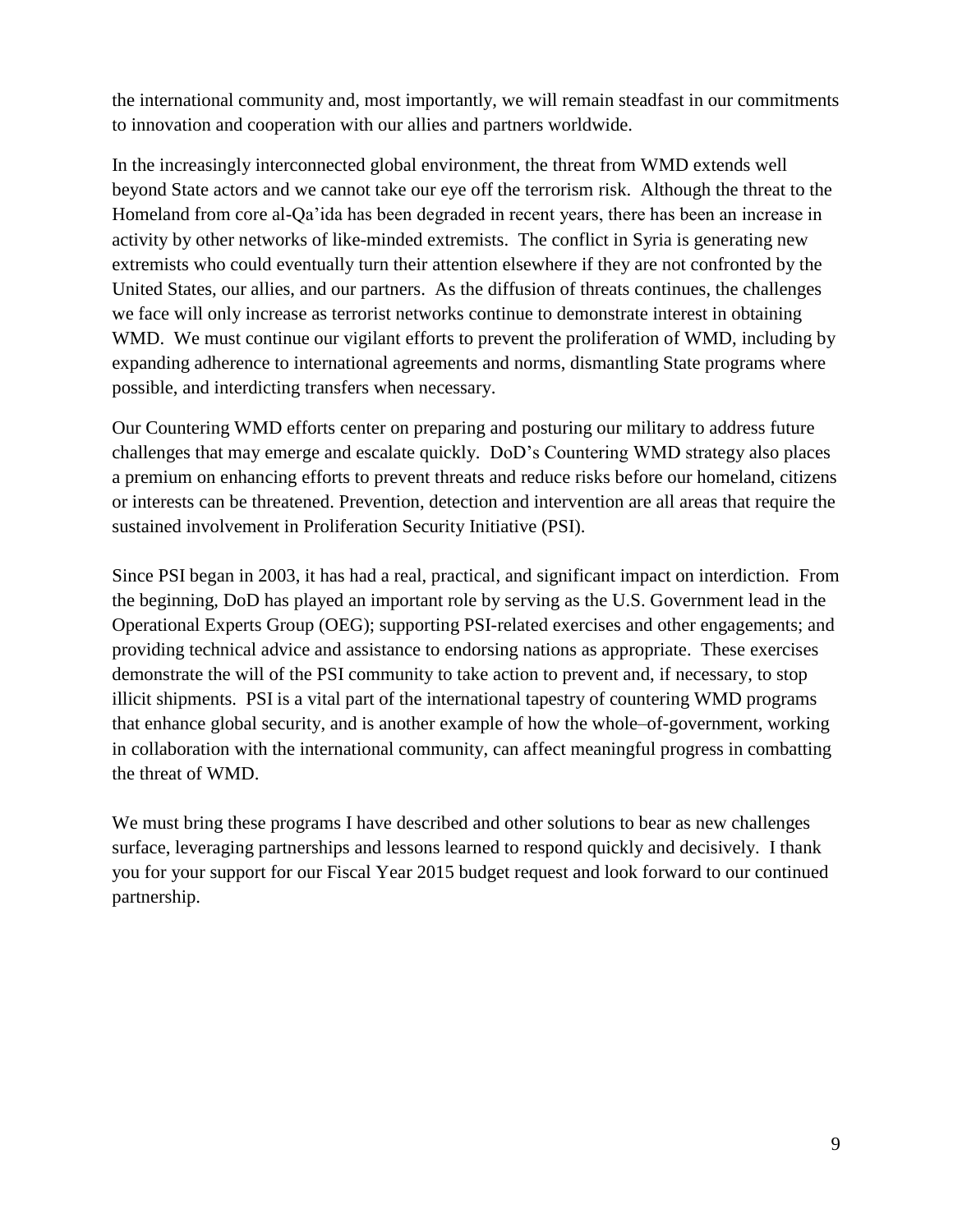the international community and, most importantly, we will remain steadfast in our commitments to innovation and cooperation with our allies and partners worldwide.

In the increasingly interconnected global environment, the threat from WMD extends well beyond State actors and we cannot take our eye off the terrorism risk. Although the threat to the Homeland from core al-Qa'ida has been degraded in recent years, there has been an increase in activity by other networks of like-minded extremists. The conflict in Syria is generating new extremists who could eventually turn their attention elsewhere if they are not confronted by the United States, our allies, and our partners. As the diffusion of threats continues, the challenges we face will only increase as terrorist networks continue to demonstrate interest in obtaining WMD. We must continue our vigilant efforts to prevent the proliferation of WMD, including by expanding adherence to international agreements and norms, dismantling State programs where possible, and interdicting transfers when necessary.

Our Countering WMD efforts center on preparing and posturing our military to address future challenges that may emerge and escalate quickly. DoD's Countering WMD strategy also places a premium on enhancing efforts to prevent threats and reduce risks before our homeland, citizens or interests can be threatened. Prevention, detection and intervention are all areas that require the sustained involvement in Proliferation Security Initiative (PSI).

Since PSI began in 2003, it has had a real, practical, and significant impact on interdiction. From the beginning, DoD has played an important role by serving as the U.S. Government lead in the Operational Experts Group (OEG); supporting PSI-related exercises and other engagements; and providing technical advice and assistance to endorsing nations as appropriate. These exercises demonstrate the will of the PSI community to take action to prevent and, if necessary, to stop illicit shipments. PSI is a vital part of the international tapestry of countering WMD programs that enhance global security, and is another example of how the whole–of-government, working in collaboration with the international community, can affect meaningful progress in combatting the threat of WMD.

We must bring these programs I have described and other solutions to bear as new challenges surface, leveraging partnerships and lessons learned to respond quickly and decisively. I thank you for your support for our Fiscal Year 2015 budget request and look forward to our continued partnership.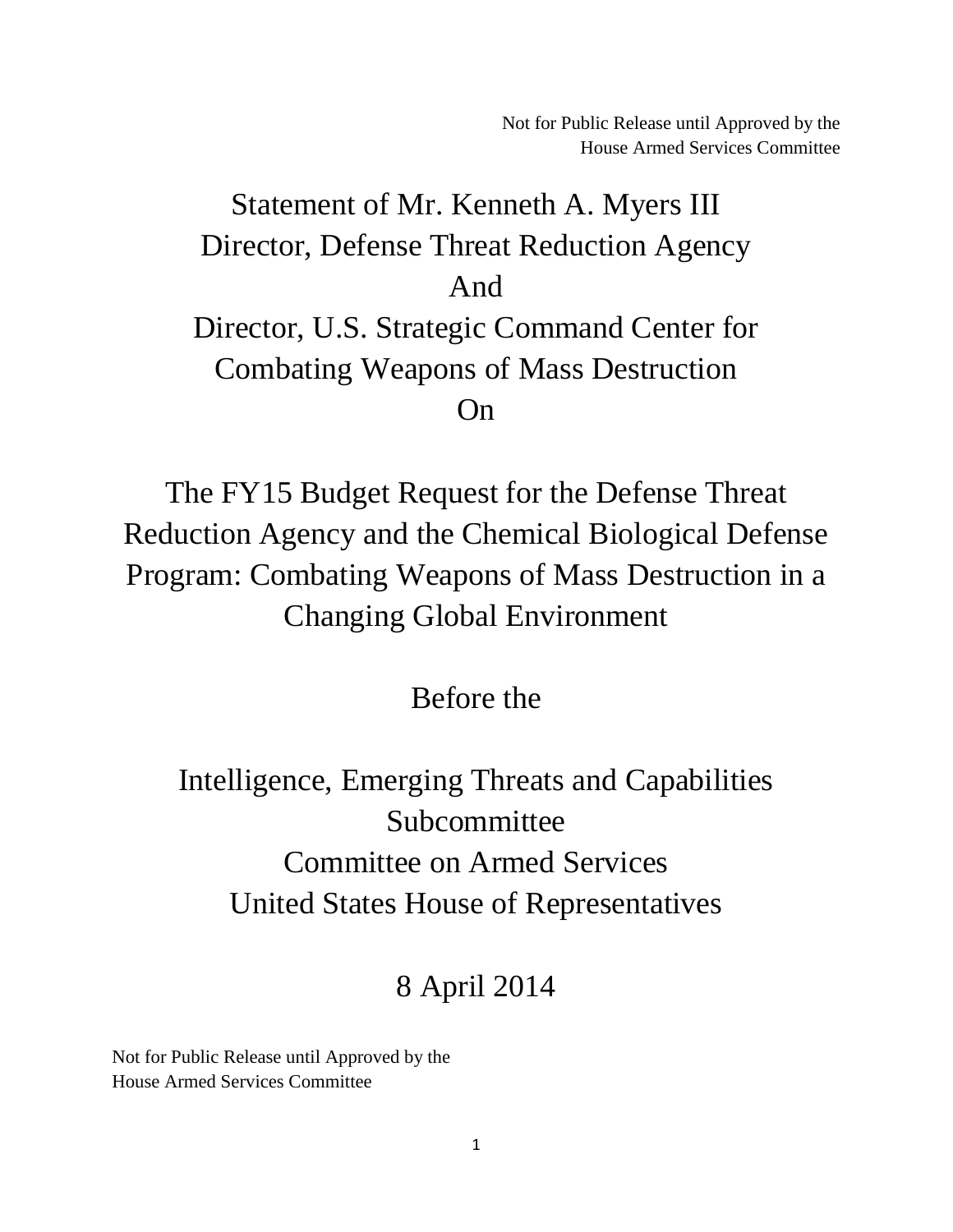Not for Public Release until Approved by the House Armed Services Committee

# Statement of Mr. Kenneth A. Myers III
# Director, Defense Threat Reduction Agency
# And
# Director, U.S. Strategic Command Center for Combating Weapons of Mass Destruction
# On

# The FY15 Budget Request for the Defense Threat Reduction Agency and the Chemical Biological Defense Program: Combating Weapons of Mass Destruction in a Changing Global Environment

Before the

Intelligence, Emerging Threats and Capabilities Subcommittee
Committee on Armed Services
United States House of Representatives

8 April 2014

Not for Public Release until Approved by the House Armed Services Committee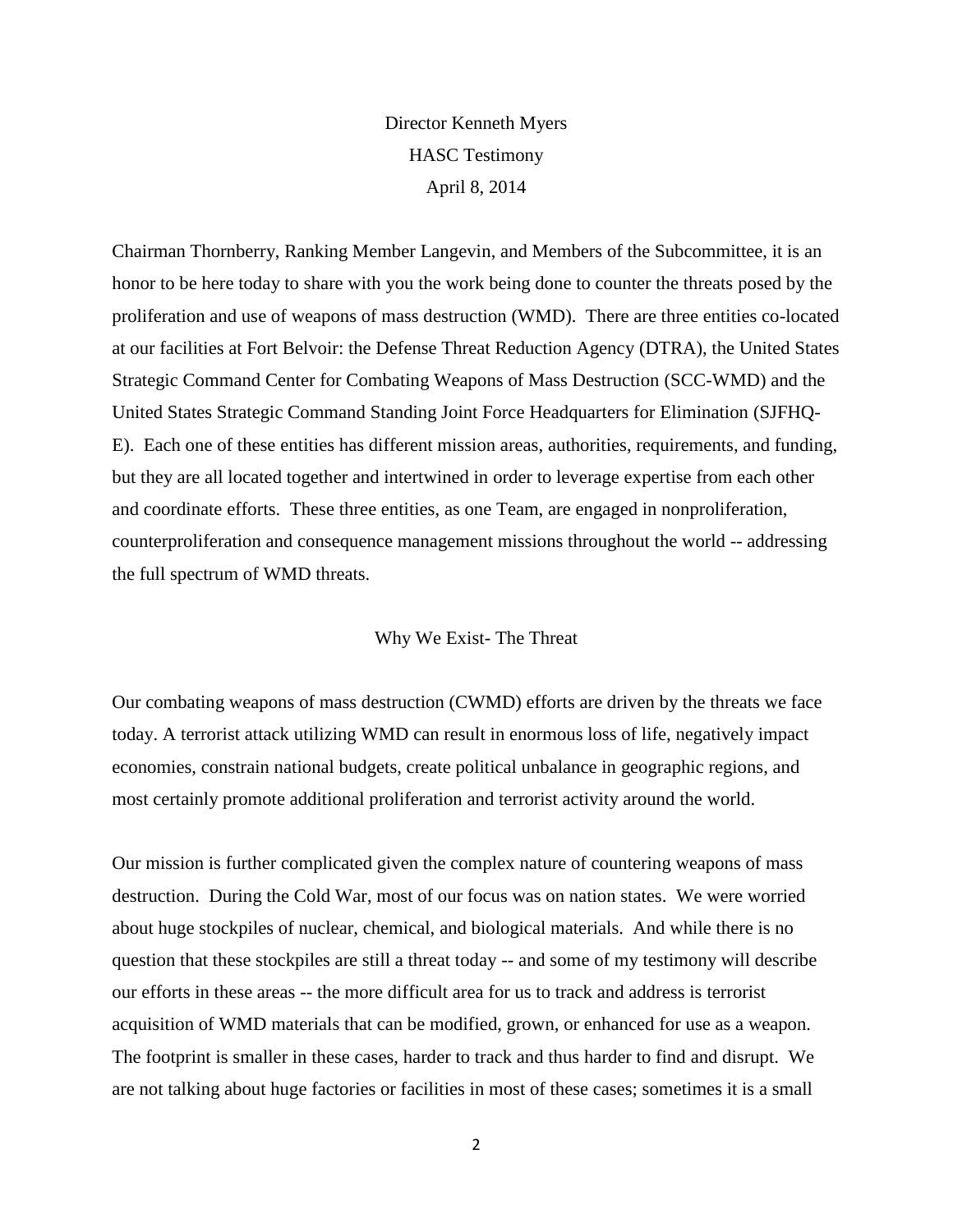Director Kenneth Myers

HASC Testimony

April 8, 2014

Chairman Thornberry, Ranking Member Langevin, and Members of the Subcommittee, it is an honor to be here today to share with you the work being done to counter the threats posed by the proliferation and use of weapons of mass destruction (WMD). There are three entities co-located at our facilities at Fort Belvoir: the Defense Threat Reduction Agency (DTRA), the United States Strategic Command Center for Combating Weapons of Mass Destruction (SCC-WMD) and the United States Strategic Command Standing Joint Force Headquarters for Elimination (SJFHQ-E). Each one of these entities has different mission areas, authorities, requirements, and funding, but they are all located together and intertwined in order to leverage expertise from each other and coordinate efforts. These three entities, as one Team, are engaged in nonproliferation, counterproliferation and consequence management missions throughout the world -- addressing the full spectrum of WMD threats.

## Why We Exist- The Threat

Our combating weapons of mass destruction (CWMD) efforts are driven by the threats we face today. A terrorist attack utilizing WMD can result in enormous loss of life, negatively impact economies, constrain national budgets, create political unbalance in geographic regions, and most certainly promote additional proliferation and terrorist activity around the world.

Our mission is further complicated given the complex nature of countering weapons of mass destruction. During the Cold War, most of our focus was on nation states. We were worried about huge stockpiles of nuclear, chemical, and biological materials. And while there is no question that these stockpiles are still a threat today -- and some of my testimony will describe our efforts in these areas -- the more difficult area for us to track and address is terrorist acquisition of WMD materials that can be modified, grown, or enhanced for use as a weapon. The footprint is smaller in these cases, harder to track and thus harder to find and disrupt. We are not talking about huge factories or facilities in most of these cases; sometimes it is a small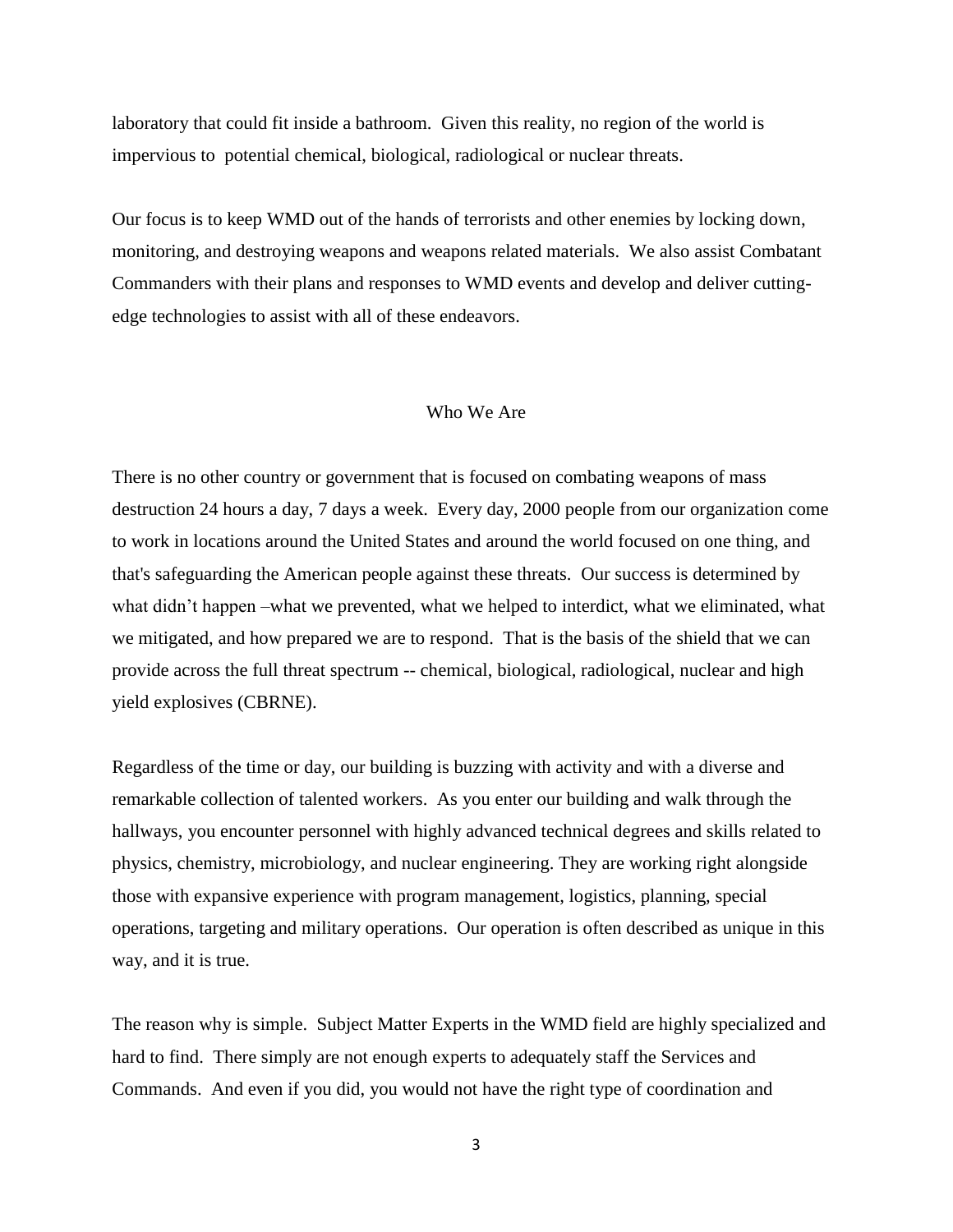laboratory that could fit inside a bathroom. Given this reality, no region of the world is impervious to potential chemical, biological, radiological or nuclear threats.

Our focus is to keep WMD out of the hands of terrorists and other enemies by locking down, monitoring, and destroying weapons and weapons related materials. We also assist Combatant Commanders with their plans and responses to WMD events and develop and deliver cutting-edge technologies to assist with all of these endeavors.

## Who We Are

There is no other country or government that is focused on combating weapons of mass destruction 24 hours a day, 7 days a week. Every day, 2000 people from our organization come to work in locations around the United States and around the world focused on one thing, and that's safeguarding the American people against these threats. Our success is determined by what didn't happen –what we prevented, what we helped to interdict, what we eliminated, what we mitigated, and how prepared we are to respond. That is the basis of the shield that we can provide across the full threat spectrum -- chemical, biological, radiological, nuclear and high yield explosives (CBRNE).

Regardless of the time or day, our building is buzzing with activity and with a diverse and remarkable collection of talented workers. As you enter our building and walk through the hallways, you encounter personnel with highly advanced technical degrees and skills related to physics, chemistry, microbiology, and nuclear engineering. They are working right alongside those with expansive experience with program management, logistics, planning, special operations, targeting and military operations. Our operation is often described as unique in this way, and it is true.

The reason why is simple. Subject Matter Experts in the WMD field are highly specialized and hard to find. There simply are not enough experts to adequately staff the Services and Commands. And even if you did, you would not have the right type of coordination and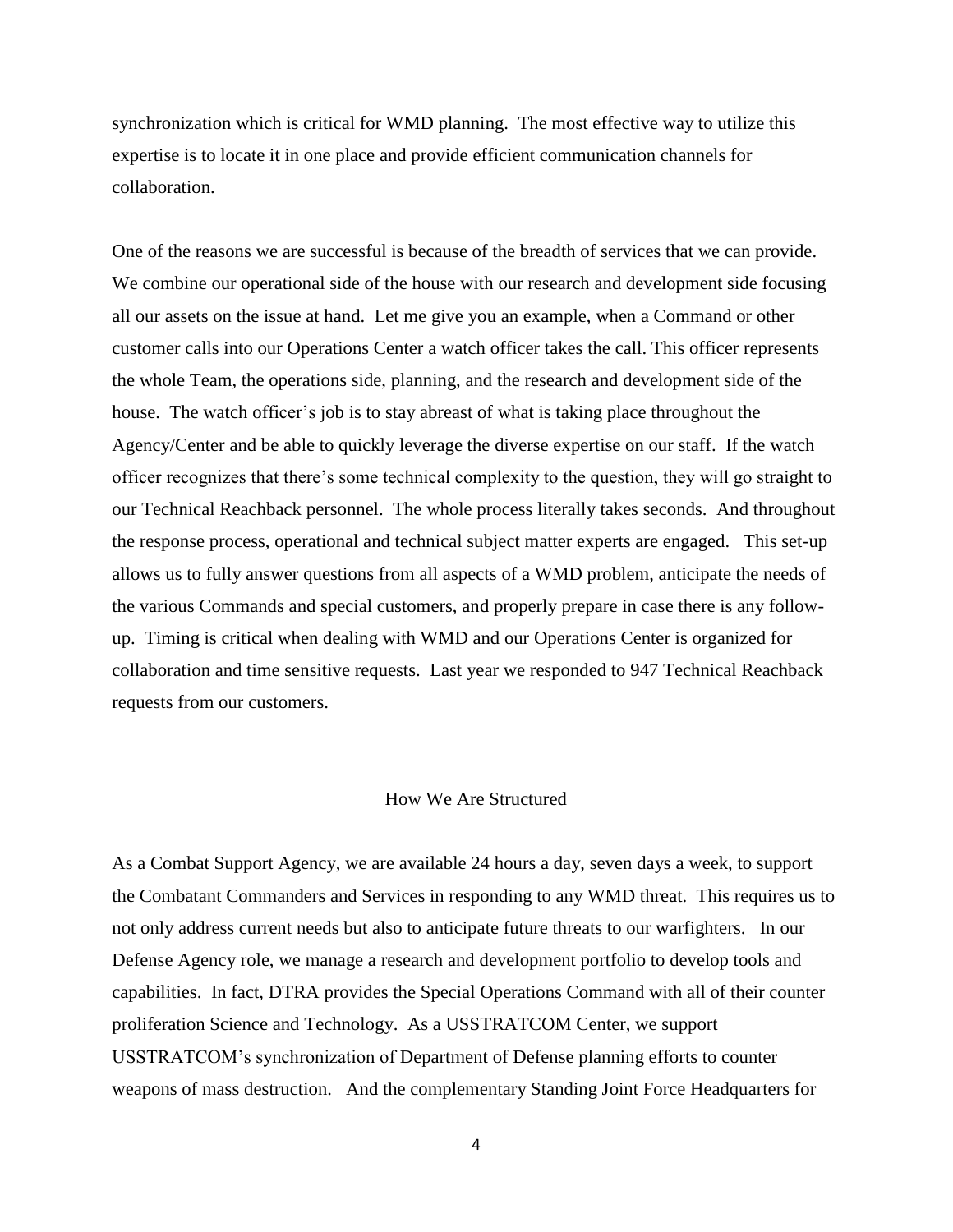synchronization which is critical for WMD planning. The most effective way to utilize this expertise is to locate it in one place and provide efficient communication channels for collaboration.

One of the reasons we are successful is because of the breadth of services that we can provide. We combine our operational side of the house with our research and development side focusing all our assets on the issue at hand. Let me give you an example, when a Command or other customer calls into our Operations Center a watch officer takes the call. This officer represents the whole Team, the operations side, planning, and the research and development side of the house. The watch officer's job is to stay abreast of what is taking place throughout the Agency/Center and be able to quickly leverage the diverse expertise on our staff. If the watch officer recognizes that there's some technical complexity to the question, they will go straight to our Technical Reachback personnel. The whole process literally takes seconds. And throughout the response process, operational and technical subject matter experts are engaged. This set-up allows us to fully answer questions from all aspects of a WMD problem, anticipate the needs of the various Commands and special customers, and properly prepare in case there is any follow-up. Timing is critical when dealing with WMD and our Operations Center is organized for collaboration and time sensitive requests. Last year we responded to 947 Technical Reachback requests from our customers.

## How We Are Structured

As a Combat Support Agency, we are available 24 hours a day, seven days a week, to support the Combatant Commanders and Services in responding to any WMD threat. This requires us to not only address current needs but also to anticipate future threats to our warfighters. In our Defense Agency role, we manage a research and development portfolio to develop tools and capabilities. In fact, DTRA provides the Special Operations Command with all of their counter proliferation Science and Technology. As a USSTRATCOM Center, we support USSTRATCOM's synchronization of Department of Defense planning efforts to counter weapons of mass destruction. And the complementary Standing Joint Force Headquarters for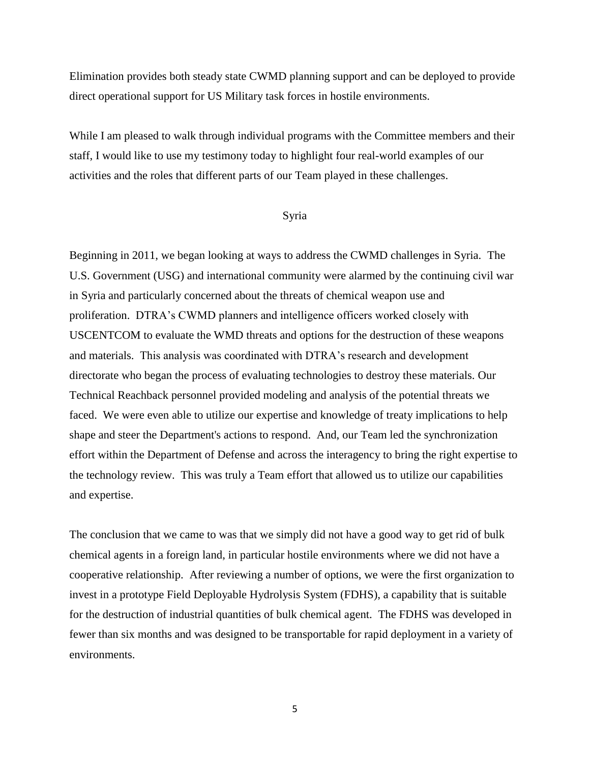Elimination provides both steady state CWMD planning support and can be deployed to provide direct operational support for US Military task forces in hostile environments.

While I am pleased to walk through individual programs with the Committee members and their staff, I would like to use my testimony today to highlight four real-world examples of our activities and the roles that different parts of our Team played in these challenges.

## Syria

Beginning in 2011, we began looking at ways to address the CWMD challenges in Syria. The U.S. Government (USG) and international community were alarmed by the continuing civil war in Syria and particularly concerned about the threats of chemical weapon use and proliferation. DTRA's CWMD planners and intelligence officers worked closely with USCENTCOM to evaluate the WMD threats and options for the destruction of these weapons and materials. This analysis was coordinated with DTRA's research and development directorate who began the process of evaluating technologies to destroy these materials. Our Technical Reachback personnel provided modeling and analysis of the potential threats we faced. We were even able to utilize our expertise and knowledge of treaty implications to help shape and steer the Department's actions to respond. And, our Team led the synchronization effort within the Department of Defense and across the interagency to bring the right expertise to the technology review. This was truly a Team effort that allowed us to utilize our capabilities and expertise.

The conclusion that we came to was that we simply did not have a good way to get rid of bulk chemical agents in a foreign land, in particular hostile environments where we did not have a cooperative relationship. After reviewing a number of options, we were the first organization to invest in a prototype Field Deployable Hydrolysis System (FDHS), a capability that is suitable for the destruction of industrial quantities of bulk chemical agent. The FDHS was developed in fewer than six months and was designed to be transportable for rapid deployment in a variety of environments.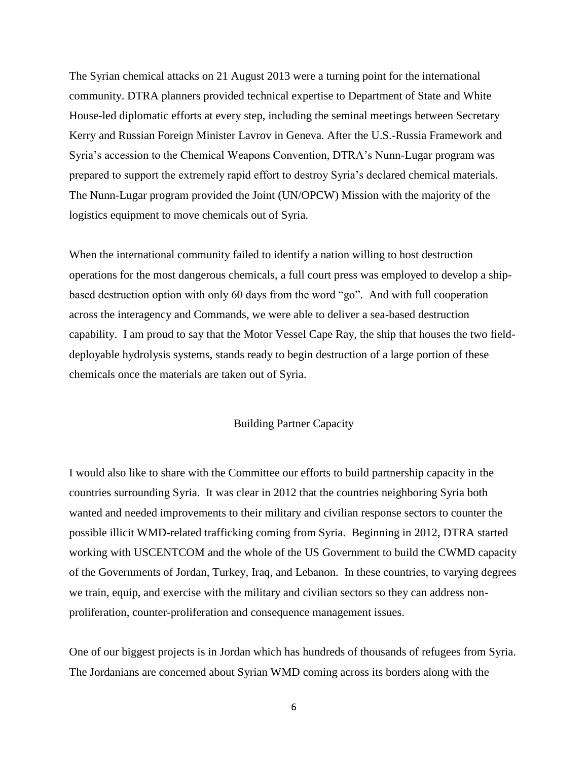The Syrian chemical attacks on 21 August 2013 were a turning point for the international community. DTRA planners provided technical expertise to Department of State and White House-led diplomatic efforts at every step, including the seminal meetings between Secretary Kerry and Russian Foreign Minister Lavrov in Geneva. After the U.S.-Russia Framework and Syria's accession to the Chemical Weapons Convention, DTRA's Nunn-Lugar program was prepared to support the extremely rapid effort to destroy Syria's declared chemical materials. The Nunn-Lugar program provided the Joint (UN/OPCW) Mission with the majority of the logistics equipment to move chemicals out of Syria.

When the international community failed to identify a nation willing to host destruction operations for the most dangerous chemicals, a full court press was employed to develop a ship-based destruction option with only 60 days from the word "go". And with full cooperation across the interagency and Commands, we were able to deliver a sea-based destruction capability. I am proud to say that the Motor Vessel Cape Ray, the ship that houses the two field-deployable hydrolysis systems, stands ready to begin destruction of a large portion of these chemicals once the materials are taken out of Syria.

## Building Partner Capacity

I would also like to share with the Committee our efforts to build partnership capacity in the countries surrounding Syria. It was clear in 2012 that the countries neighboring Syria both wanted and needed improvements to their military and civilian response sectors to counter the possible illicit WMD-related trafficking coming from Syria. Beginning in 2012, DTRA started working with USCENTCOM and the whole of the US Government to build the CWMD capacity of the Governments of Jordan, Turkey, Iraq, and Lebanon. In these countries, to varying degrees we train, equip, and exercise with the military and civilian sectors so they can address non-proliferation, counter-proliferation and consequence management issues.

One of our biggest projects is in Jordan which has hundreds of thousands of refugees from Syria. The Jordanians are concerned about Syrian WMD coming across its borders along with the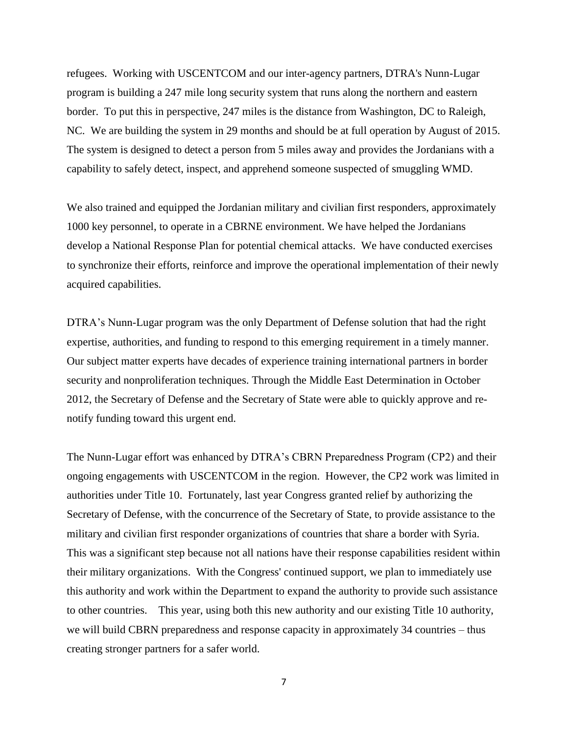refugees. Working with USCENTCOM and our inter-agency partners, DTRA's Nunn-Lugar program is building a 247 mile long security system that runs along the northern and eastern border. To put this in perspective, 247 miles is the distance from Washington, DC to Raleigh, NC. We are building the system in 29 months and should be at full operation by August of 2015. The system is designed to detect a person from 5 miles away and provides the Jordanians with a capability to safely detect, inspect, and apprehend someone suspected of smuggling WMD.

We also trained and equipped the Jordanian military and civilian first responders, approximately 1000 key personnel, to operate in a CBRNE environment. We have helped the Jordanians develop a National Response Plan for potential chemical attacks. We have conducted exercises to synchronize their efforts, reinforce and improve the operational implementation of their newly acquired capabilities.

DTRA's Nunn-Lugar program was the only Department of Defense solution that had the right expertise, authorities, and funding to respond to this emerging requirement in a timely manner. Our subject matter experts have decades of experience training international partners in border security and nonproliferation techniques. Through the Middle East Determination in October 2012, the Secretary of Defense and the Secretary of State were able to quickly approve and re-notify funding toward this urgent end.

The Nunn-Lugar effort was enhanced by DTRA's CBRN Preparedness Program (CP2) and their ongoing engagements with USCENTCOM in the region. However, the CP2 work was limited in authorities under Title 10. Fortunately, last year Congress granted relief by authorizing the Secretary of Defense, with the concurrence of the Secretary of State, to provide assistance to the military and civilian first responder organizations of countries that share a border with Syria. This was a significant step because not all nations have their response capabilities resident within their military organizations. With the Congress' continued support, we plan to immediately use this authority and work within the Department to expand the authority to provide such assistance to other countries. This year, using both this new authority and our existing Title 10 authority, we will build CBRN preparedness and response capacity in approximately 34 countries – thus creating stronger partners for a safer world.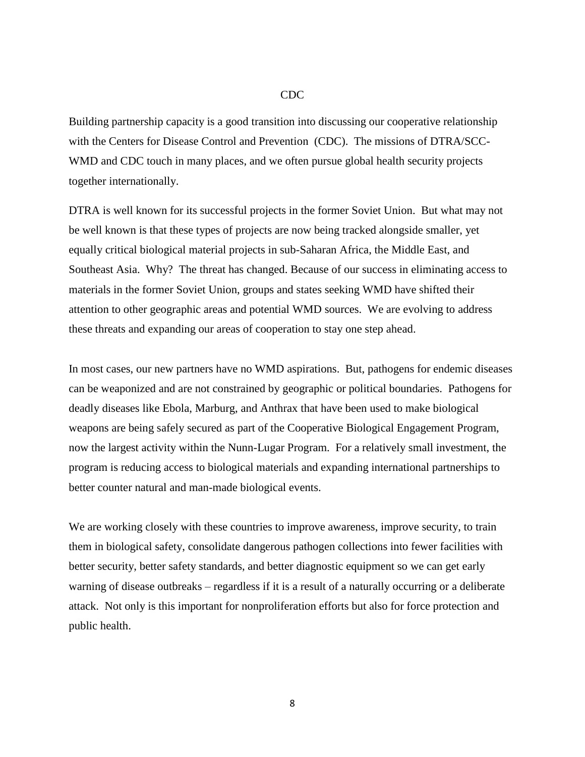## CDC

Building partnership capacity is a good transition into discussing our cooperative relationship with the Centers for Disease Control and Prevention (CDC). The missions of DTRA/SCC-WMD and CDC touch in many places, and we often pursue global health security projects together internationally.

DTRA is well known for its successful projects in the former Soviet Union. But what may not be well known is that these types of projects are now being tracked alongside smaller, yet equally critical biological material projects in sub-Saharan Africa, the Middle East, and Southeast Asia. Why? The threat has changed. Because of our success in eliminating access to materials in the former Soviet Union, groups and states seeking WMD have shifted their attention to other geographic areas and potential WMD sources. We are evolving to address these threats and expanding our areas of cooperation to stay one step ahead.

In most cases, our new partners have no WMD aspirations. But, pathogens for endemic diseases can be weaponized and are not constrained by geographic or political boundaries. Pathogens for deadly diseases like Ebola, Marburg, and Anthrax that have been used to make biological weapons are being safely secured as part of the Cooperative Biological Engagement Program, now the largest activity within the Nunn-Lugar Program. For a relatively small investment, the program is reducing access to biological materials and expanding international partnerships to better counter natural and man-made biological events.

We are working closely with these countries to improve awareness, improve security, to train them in biological safety, consolidate dangerous pathogen collections into fewer facilities with better security, better safety standards, and better diagnostic equipment so we can get early warning of disease outbreaks – regardless if it is a result of a naturally occurring or a deliberate attack. Not only is this important for nonproliferation efforts but also for force protection and public health.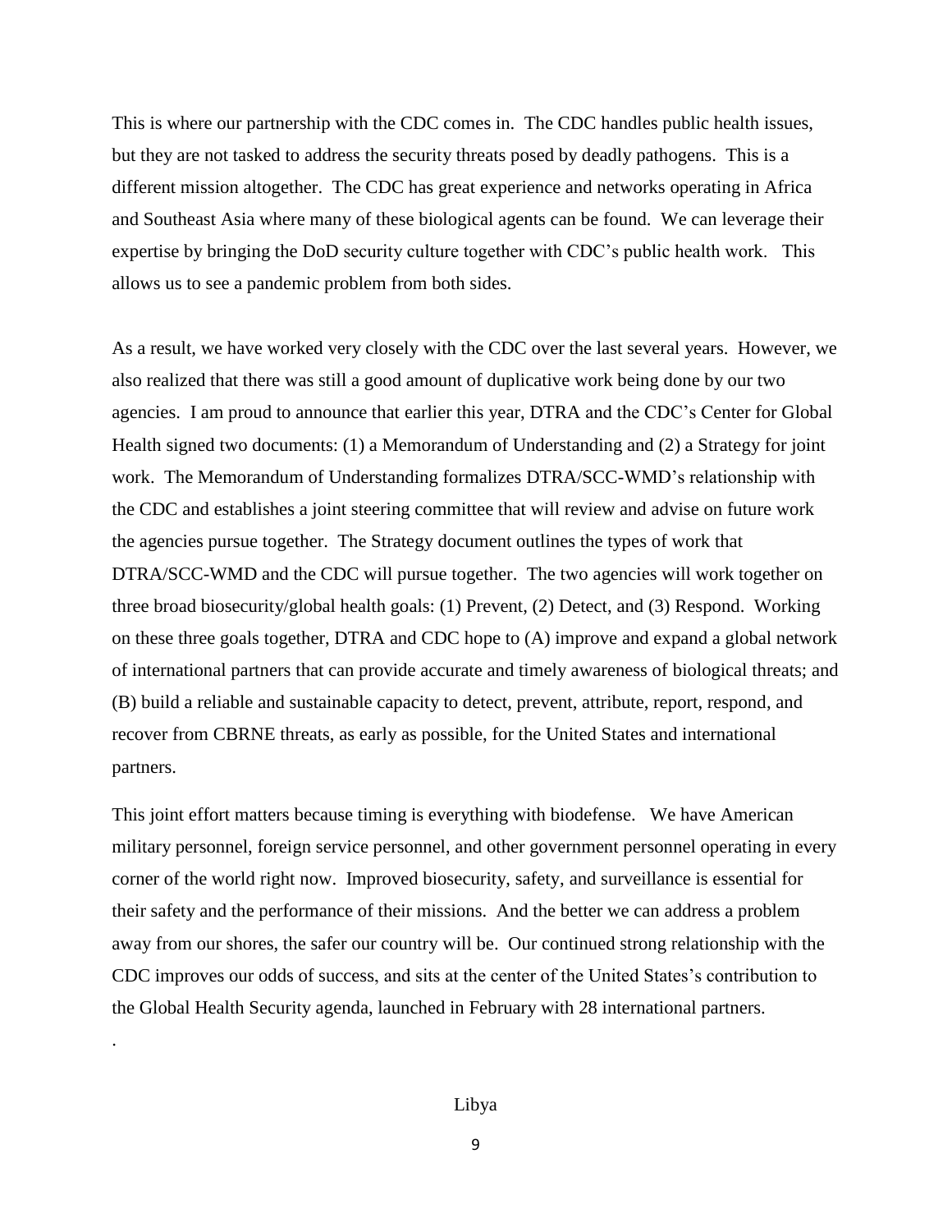This is where our partnership with the CDC comes in. The CDC handles public health issues, but they are not tasked to address the security threats posed by deadly pathogens. This is a different mission altogether. The CDC has great experience and networks operating in Africa and Southeast Asia where many of these biological agents can be found. We can leverage their expertise by bringing the DoD security culture together with CDC's public health work. This allows us to see a pandemic problem from both sides.

As a result, we have worked very closely with the CDC over the last several years. However, we also realized that there was still a good amount of duplicative work being done by our two agencies. I am proud to announce that earlier this year, DTRA and the CDC's Center for Global Health signed two documents: (1) a Memorandum of Understanding and (2) a Strategy for joint work. The Memorandum of Understanding formalizes DTRA/SCC-WMD's relationship with the CDC and establishes a joint steering committee that will review and advise on future work the agencies pursue together. The Strategy document outlines the types of work that DTRA/SCC-WMD and the CDC will pursue together. The two agencies will work together on three broad biosecurity/global health goals: (1) Prevent, (2) Detect, and (3) Respond. Working on these three goals together, DTRA and CDC hope to (A) improve and expand a global network of international partners that can provide accurate and timely awareness of biological threats; and (B) build a reliable and sustainable capacity to detect, prevent, attribute, report, respond, and recover from CBRNE threats, as early as possible, for the United States and international partners.

This joint effort matters because timing is everything with biodefense. We have American military personnel, foreign service personnel, and other government personnel operating in every corner of the world right now. Improved biosecurity, safety, and surveillance is essential for their safety and the performance of their missions. And the better we can address a problem away from our shores, the safer our country will be. Our continued strong relationship with the CDC improves our odds of success, and sits at the center of the United States's contribution to the Global Health Security agenda, launched in February with 28 international partners.

.

Libya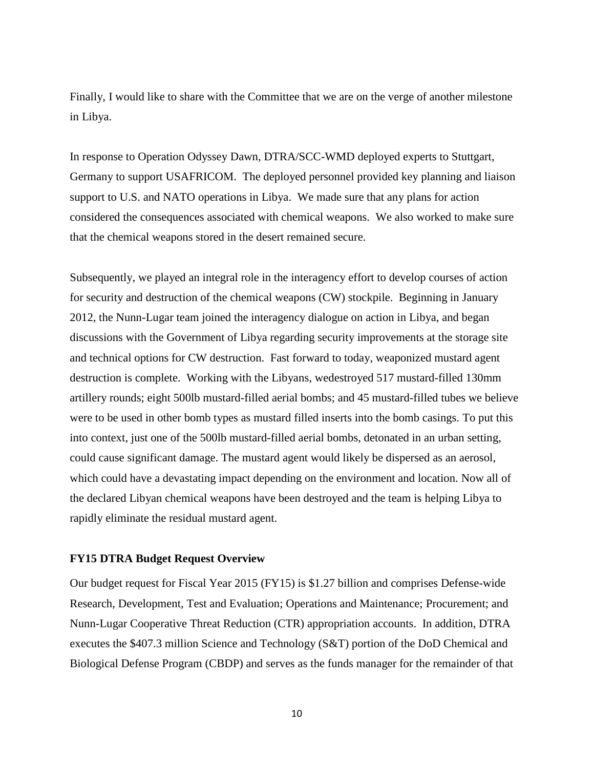Finally, I would like to share with the Committee that we are on the verge of another milestone in Libya.

In response to Operation Odyssey Dawn, DTRA/SCC-WMD deployed experts to Stuttgart, Germany to support USAFRICOM. The deployed personnel provided key planning and liaison support to U.S. and NATO operations in Libya. We made sure that any plans for action considered the consequences associated with chemical weapons. We also worked to make sure that the chemical weapons stored in the desert remained secure.

Subsequently, we played an integral role in the interagency effort to develop courses of action for security and destruction of the chemical weapons (CW) stockpile. Beginning in January 2012, the Nunn-Lugar team joined the interagency dialogue on action in Libya, and began discussions with the Government of Libya regarding security improvements at the storage site and technical options for CW destruction. Fast forward to today, weaponized mustard agent destruction is complete. Working with the Libyans, wedestroyed 517 mustard-filled 130mm artillery rounds; eight 500lb mustard-filled aerial bombs; and 45 mustard-filled tubes we believe were to be used in other bomb types as mustard filled inserts into the bomb casings. To put this into context, just one of the 500lb mustard-filled aerial bombs, detonated in an urban setting, could cause significant damage. The mustard agent would likely be dispersed as an aerosol, which could have a devastating impact depending on the environment and location. Now all of the declared Libyan chemical weapons have been destroyed and the team is helping Libya to rapidly eliminate the residual mustard agent.

**FY15 DTRA Budget Request Overview**

Our budget request for Fiscal Year 2015 (FY15) is $1.27 billion and comprises Defense-wide Research, Development, Test and Evaluation; Operations and Maintenance; Procurement; and Nunn-Lugar Cooperative Threat Reduction (CTR) appropriation accounts. In addition, DTRA executes the $407.3 million Science and Technology (S&T) portion of the DoD Chemical and Biological Defense Program (CBDP) and serves as the funds manager for the remainder of that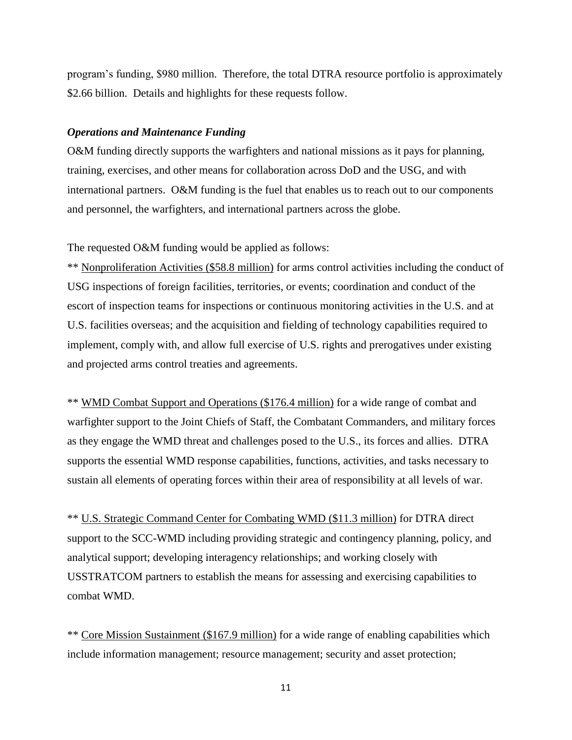program's funding, $980 million. Therefore, the total DTRA resource portfolio is approximately $2.66 billion. Details and highlights for these requests follow.

***Operations and Maintenance Funding***

O&M funding directly supports the warfighters and national missions as it pays for planning, training, exercises, and other means for collaboration across DoD and the USG, and with international partners. O&M funding is the fuel that enables us to reach out to our components and personnel, the warfighters, and international partners across the globe.

The requested O&M funding would be applied as follows:

** <u>Nonproliferation Activities ($58.8 million)</u> for arms control activities including the conduct of USG inspections of foreign facilities, territories, or events; coordination and conduct of the escort of inspection teams for inspections or continuous monitoring activities in the U.S. and at U.S. facilities overseas; and the acquisition and fielding of technology capabilities required to implement, comply with, and allow full exercise of U.S. rights and prerogatives under existing and projected arms control treaties and agreements.

** <u>WMD Combat Support and Operations ($176.4 million)</u> for a wide range of combat and warfighter support to the Joint Chiefs of Staff, the Combatant Commanders, and military forces as they engage the WMD threat and challenges posed to the U.S., its forces and allies. DTRA supports the essential WMD response capabilities, functions, activities, and tasks necessary to sustain all elements of operating forces within their area of responsibility at all levels of war.

** <u>U.S. Strategic Command Center for Combating WMD ($11.3 million)</u> for DTRA direct support to the SCC-WMD including providing strategic and contingency planning, policy, and analytical support; developing interagency relationships; and working closely with USSTRATCOM partners to establish the means for assessing and exercising capabilities to combat WMD.

** <u>Core Mission Sustainment ($167.9 million)</u> for a wide range of enabling capabilities which include information management; resource management; security and asset protection;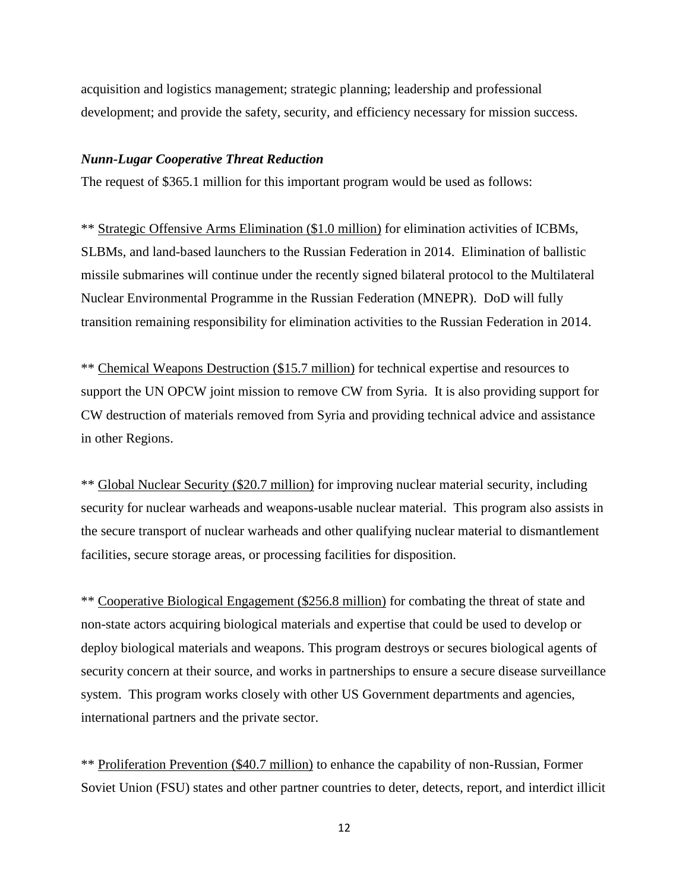acquisition and logistics management; strategic planning; leadership and professional development; and provide the safety, security, and efficiency necessary for mission success.

***Nunn-Lugar Cooperative Threat Reduction***

The request of $365.1 million for this important program would be used as follows:

** Strategic Offensive Arms Elimination ($1.0 million) for elimination activities of ICBMs, SLBMs, and land-based launchers to the Russian Federation in 2014. Elimination of ballistic missile submarines will continue under the recently signed bilateral protocol to the Multilateral Nuclear Environmental Programme in the Russian Federation (MNEPR). DoD will fully transition remaining responsibility for elimination activities to the Russian Federation in 2014.

** Chemical Weapons Destruction ($15.7 million) for technical expertise and resources to support the UN OPCW joint mission to remove CW from Syria. It is also providing support for CW destruction of materials removed from Syria and providing technical advice and assistance in other Regions.

** Global Nuclear Security ($20.7 million) for improving nuclear material security, including security for nuclear warheads and weapons-usable nuclear material. This program also assists in the secure transport of nuclear warheads and other qualifying nuclear material to dismantlement facilities, secure storage areas, or processing facilities for disposition.

** Cooperative Biological Engagement ($256.8 million) for combating the threat of state and non-state actors acquiring biological materials and expertise that could be used to develop or deploy biological materials and weapons. This program destroys or secures biological agents of security concern at their source, and works in partnerships to ensure a secure disease surveillance system. This program works closely with other US Government departments and agencies, international partners and the private sector.

** Proliferation Prevention ($40.7 million) to enhance the capability of non-Russian, Former Soviet Union (FSU) states and other partner countries to deter, detects, report, and interdict illicit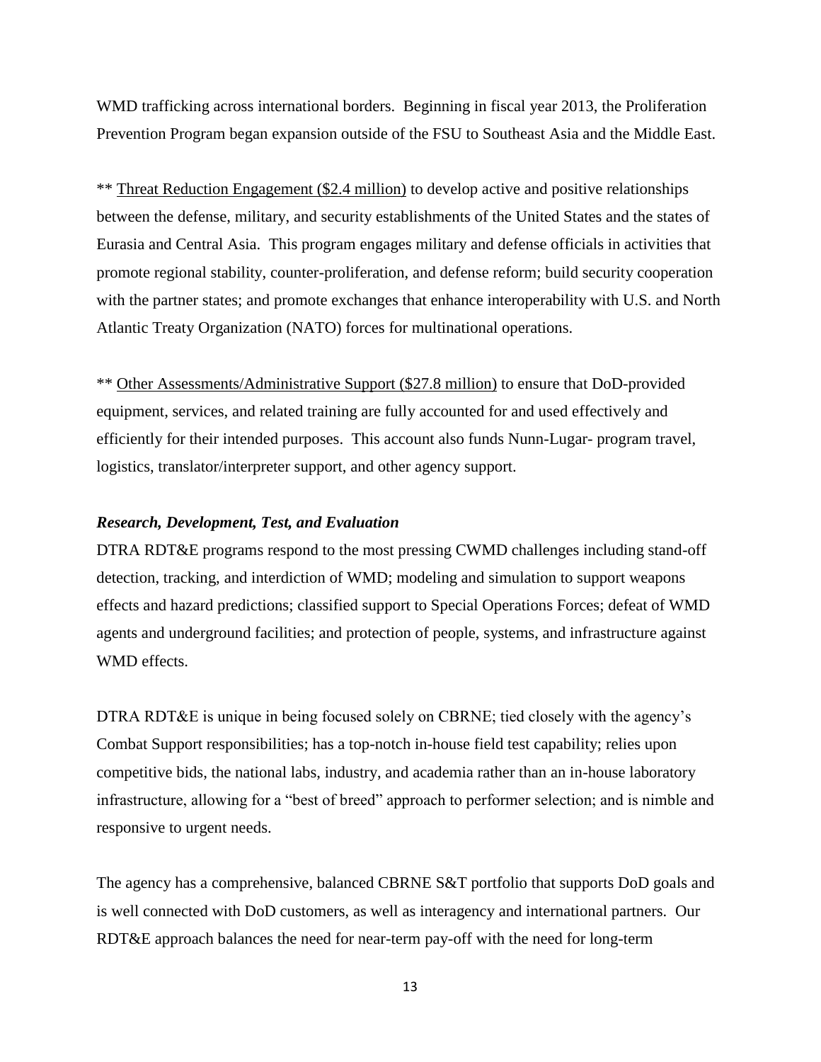WMD trafficking across international borders. Beginning in fiscal year 2013, the Proliferation Prevention Program began expansion outside of the FSU to Southeast Asia and the Middle East.

** Threat Reduction Engagement ($2.4 million) to develop active and positive relationships between the defense, military, and security establishments of the United States and the states of Eurasia and Central Asia. This program engages military and defense officials in activities that promote regional stability, counter-proliferation, and defense reform; build security cooperation with the partner states; and promote exchanges that enhance interoperability with U.S. and North Atlantic Treaty Organization (NATO) forces for multinational operations.

** Other Assessments/Administrative Support ($27.8 million) to ensure that DoD-provided equipment, services, and related training are fully accounted for and used effectively and efficiently for their intended purposes. This account also funds Nunn-Lugar- program travel, logistics, translator/interpreter support, and other agency support.

***Research, Development, Test, and Evaluation***

DTRA RDT&E programs respond to the most pressing CWMD challenges including stand-off detection, tracking, and interdiction of WMD; modeling and simulation to support weapons effects and hazard predictions; classified support to Special Operations Forces; defeat of WMD agents and underground facilities; and protection of people, systems, and infrastructure against WMD effects.

DTRA RDT&E is unique in being focused solely on CBRNE; tied closely with the agency's Combat Support responsibilities; has a top-notch in-house field test capability; relies upon competitive bids, the national labs, industry, and academia rather than an in-house laboratory infrastructure, allowing for a "best of breed" approach to performer selection; and is nimble and responsive to urgent needs.

The agency has a comprehensive, balanced CBRNE S&T portfolio that supports DoD goals and is well connected with DoD customers, as well as interagency and international partners. Our RDT&E approach balances the need for near-term pay-off with the need for long-term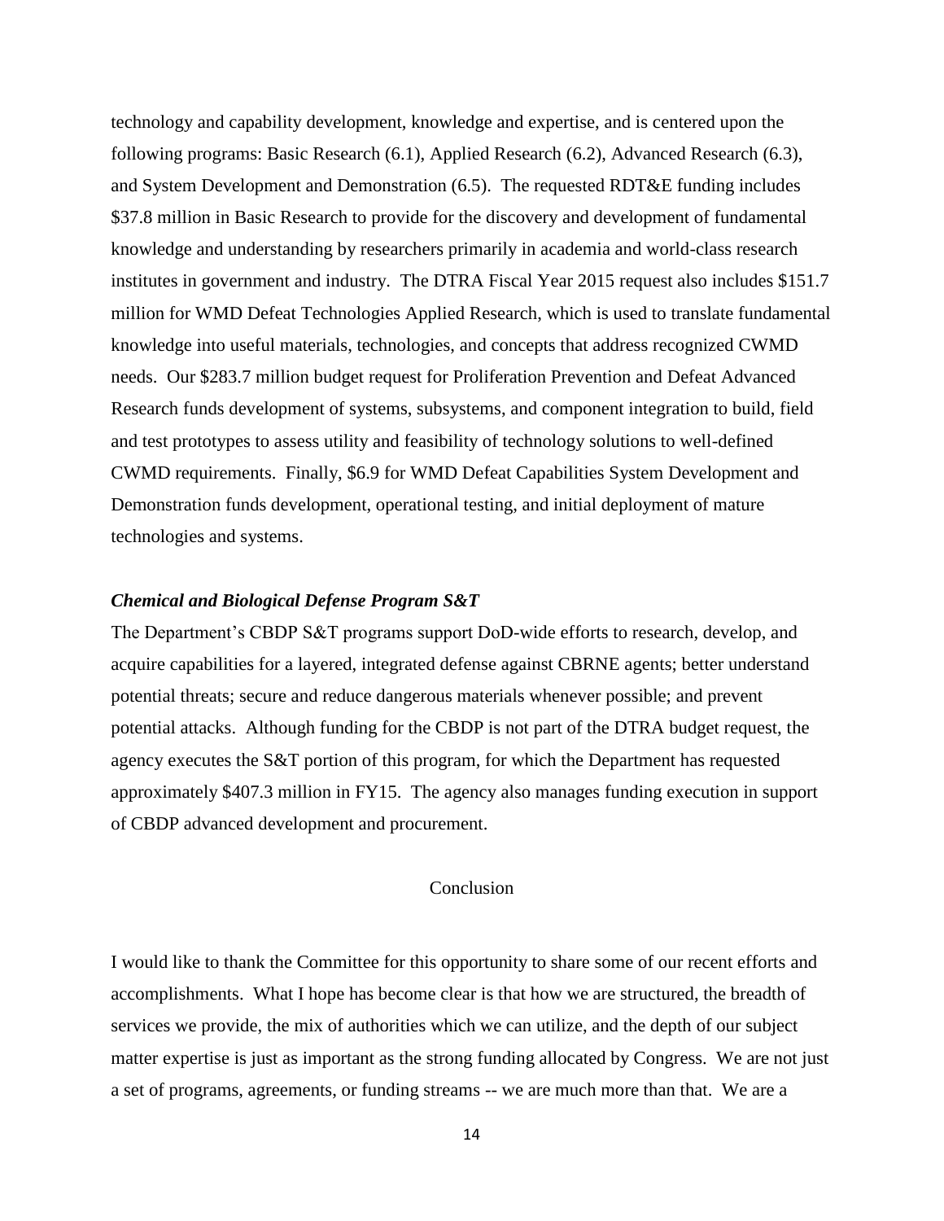technology and capability development, knowledge and expertise, and is centered upon the following programs: Basic Research (6.1), Applied Research (6.2), Advanced Research (6.3), and System Development and Demonstration (6.5). The requested RDT&E funding includes $37.8 million in Basic Research to provide for the discovery and development of fundamental knowledge and understanding by researchers primarily in academia and world-class research institutes in government and industry. The DTRA Fiscal Year 2015 request also includes $151.7 million for WMD Defeat Technologies Applied Research, which is used to translate fundamental knowledge into useful materials, technologies, and concepts that address recognized CWMD needs. Our $283.7 million budget request for Proliferation Prevention and Defeat Advanced Research funds development of systems, subsystems, and component integration to build, field and test prototypes to assess utility and feasibility of technology solutions to well-defined CWMD requirements. Finally, $6.9 for WMD Defeat Capabilities System Development and Demonstration funds development, operational testing, and initial deployment of mature technologies and systems.

***Chemical and Biological Defense Program S&T***

The Department's CBDP S&T programs support DoD-wide efforts to research, develop, and acquire capabilities for a layered, integrated defense against CBRNE agents; better understand potential threats; secure and reduce dangerous materials whenever possible; and prevent potential attacks. Although funding for the CBDP is not part of the DTRA budget request, the agency executes the S&T portion of this program, for which the Department has requested approximately $407.3 million in FY15. The agency also manages funding execution in support of CBDP advanced development and procurement.

## Conclusion

I would like to thank the Committee for this opportunity to share some of our recent efforts and accomplishments. What I hope has become clear is that how we are structured, the breadth of services we provide, the mix of authorities which we can utilize, and the depth of our subject matter expertise is just as important as the strong funding allocated by Congress. We are not just a set of programs, agreements, or funding streams -- we are much more than that. We are a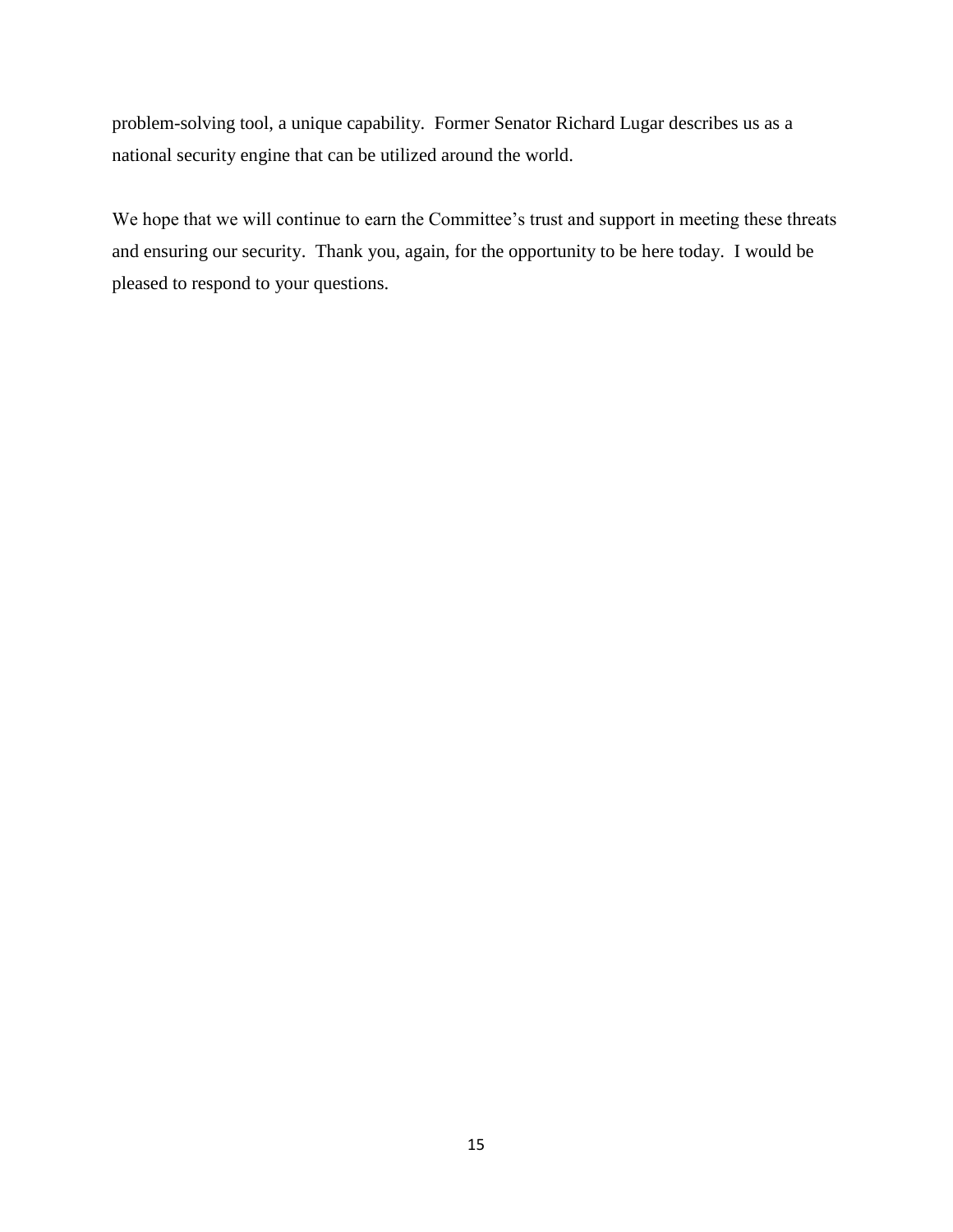problem-solving tool, a unique capability. Former Senator Richard Lugar describes us as a national security engine that can be utilized around the world.

We hope that we will continue to earn the Committee's trust and support in meeting these threats and ensuring our security. Thank you, again, for the opportunity to be here today. I would be pleased to respond to your questions.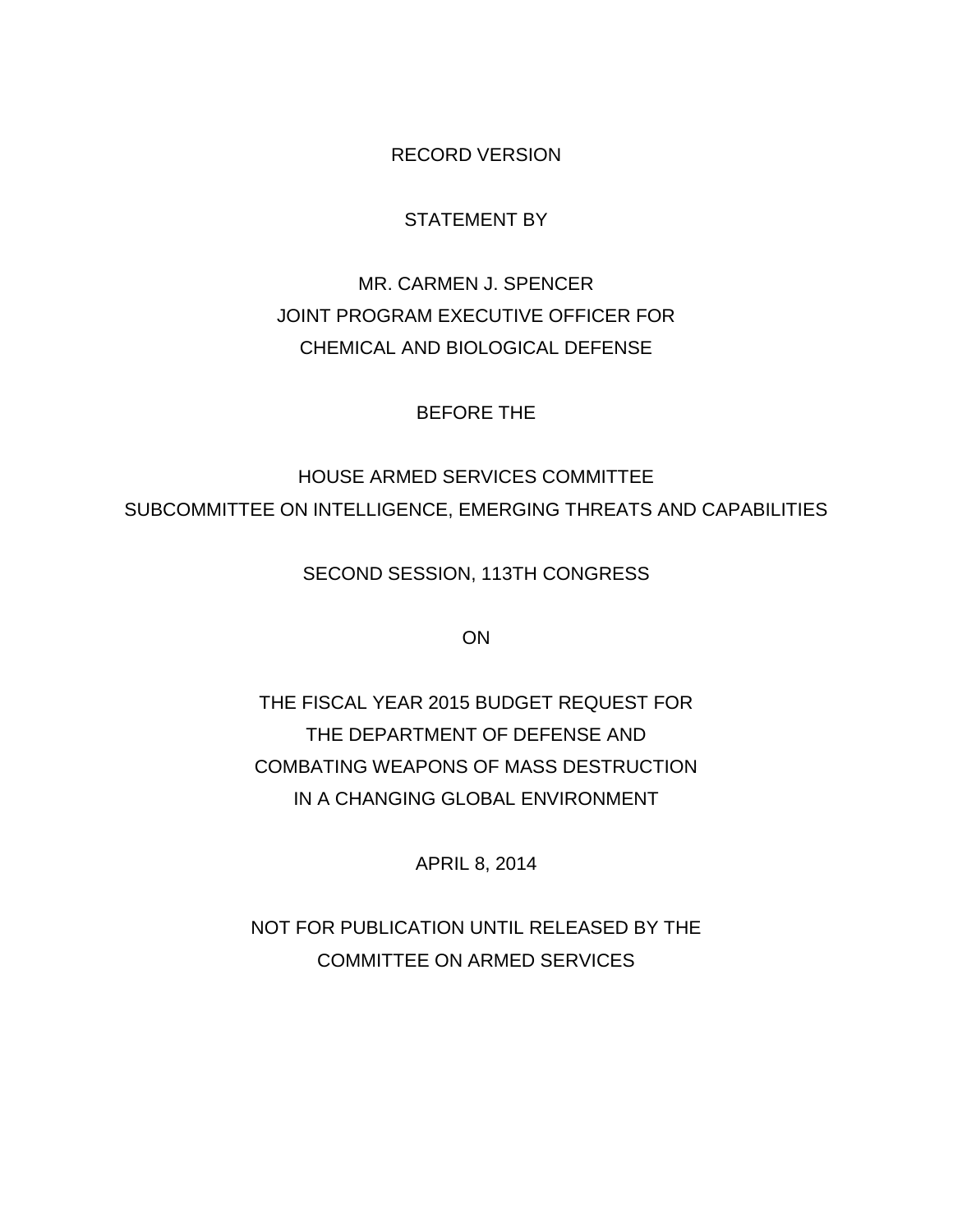RECORD VERSION

STATEMENT BY

MR. CARMEN J. SPENCER
JOINT PROGRAM EXECUTIVE OFFICER FOR
CHEMICAL AND BIOLOGICAL DEFENSE

BEFORE THE

HOUSE ARMED SERVICES COMMITTEE
SUBCOMMITTEE ON INTELLIGENCE, EMERGING THREATS AND CAPABILITIES

SECOND SESSION, 113TH CONGRESS

ON

THE FISCAL YEAR 2015 BUDGET REQUEST FOR
THE DEPARTMENT OF DEFENSE AND
COMBATING WEAPONS OF MASS DESTRUCTION
IN A CHANGING GLOBAL ENVIRONMENT

APRIL 8, 2014

NOT FOR PUBLICATION UNTIL RELEASED BY THE
COMMITTEE ON ARMED SERVICES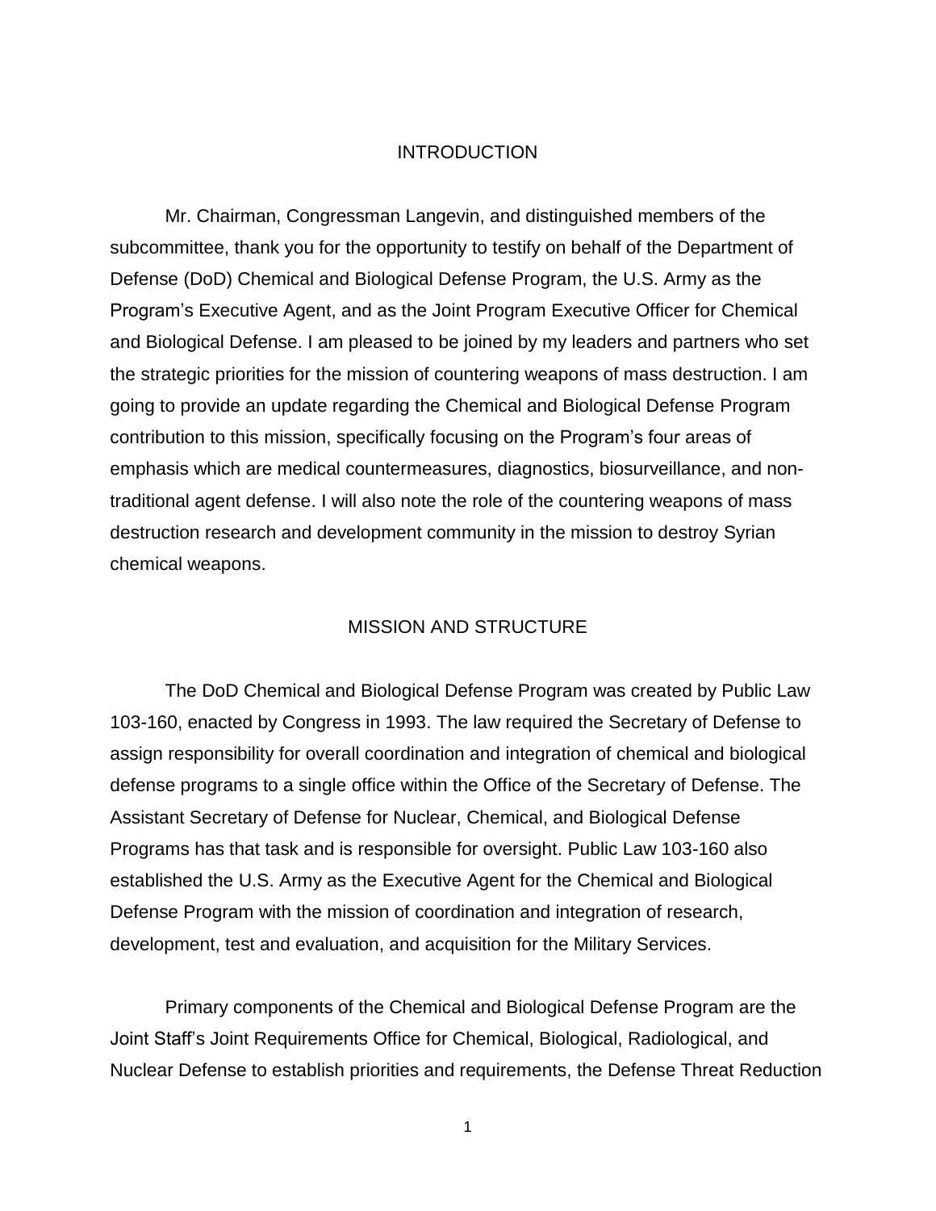## INTRODUCTION

Mr. Chairman, Congressman Langevin, and distinguished members of the subcommittee, thank you for the opportunity to testify on behalf of the Department of Defense (DoD) Chemical and Biological Defense Program, the U.S. Army as the Program's Executive Agent, and as the Joint Program Executive Officer for Chemical and Biological Defense. I am pleased to be joined by my leaders and partners who set the strategic priorities for the mission of countering weapons of mass destruction. I am going to provide an update regarding the Chemical and Biological Defense Program contribution to this mission, specifically focusing on the Program's four areas of emphasis which are medical countermeasures, diagnostics, biosurveillance, and non-traditional agent defense. I will also note the role of the countering weapons of mass destruction research and development community in the mission to destroy Syrian chemical weapons.

## MISSION AND STRUCTURE

The DoD Chemical and Biological Defense Program was created by Public Law 103-160, enacted by Congress in 1993. The law required the Secretary of Defense to assign responsibility for overall coordination and integration of chemical and biological defense programs to a single office within the Office of the Secretary of Defense. The Assistant Secretary of Defense for Nuclear, Chemical, and Biological Defense Programs has that task and is responsible for oversight. Public Law 103-160 also established the U.S. Army as the Executive Agent for the Chemical and Biological Defense Program with the mission of coordination and integration of research, development, test and evaluation, and acquisition for the Military Services.

Primary components of the Chemical and Biological Defense Program are the Joint Staff's Joint Requirements Office for Chemical, Biological, Radiological, and Nuclear Defense to establish priorities and requirements, the Defense Threat Reduction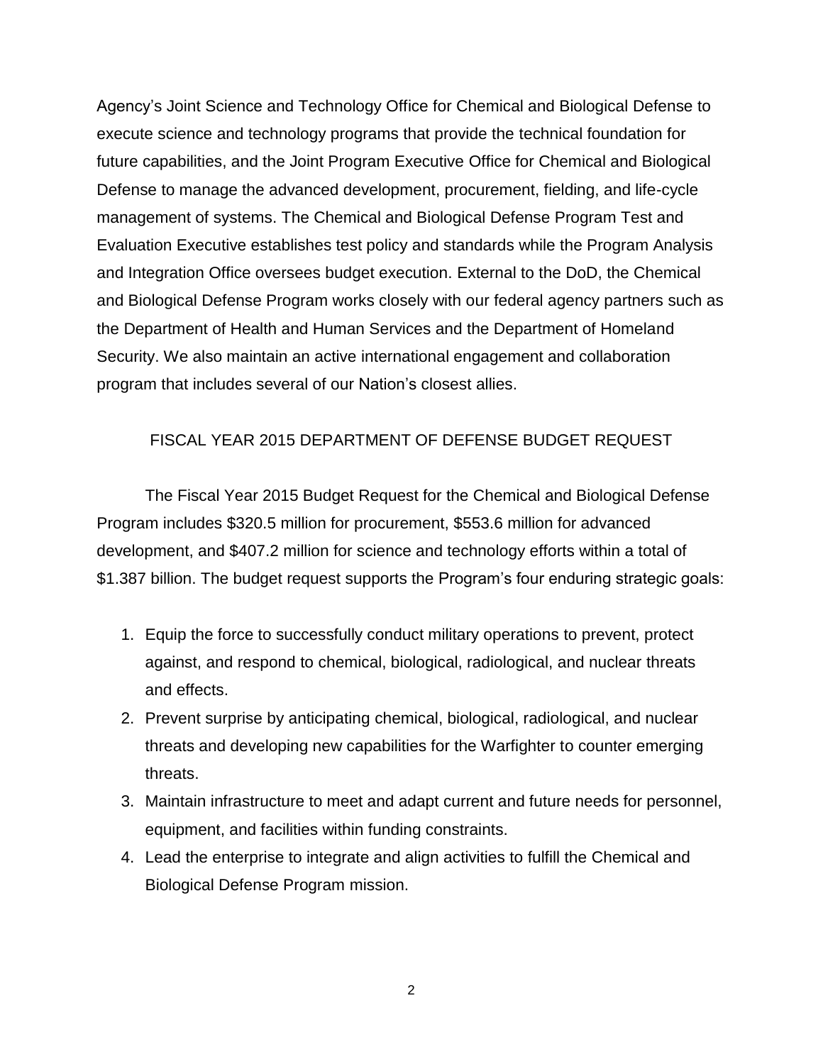Agency's Joint Science and Technology Office for Chemical and Biological Defense to execute science and technology programs that provide the technical foundation for future capabilities, and the Joint Program Executive Office for Chemical and Biological Defense to manage the advanced development, procurement, fielding, and life-cycle management of systems. The Chemical and Biological Defense Program Test and Evaluation Executive establishes test policy and standards while the Program Analysis and Integration Office oversees budget execution. External to the DoD, the Chemical and Biological Defense Program works closely with our federal agency partners such as the Department of Health and Human Services and the Department of Homeland Security. We also maintain an active international engagement and collaboration program that includes several of our Nation's closest allies.

## FISCAL YEAR 2015 DEPARTMENT OF DEFENSE BUDGET REQUEST

The Fiscal Year 2015 Budget Request for the Chemical and Biological Defense Program includes $320.5 million for procurement, $553.6 million for advanced development, and $407.2 million for science and technology efforts within a total of $1.387 billion. The budget request supports the Program's four enduring strategic goals:

1. Equip the force to successfully conduct military operations to prevent, protect against, and respond to chemical, biological, radiological, and nuclear threats and effects.
2. Prevent surprise by anticipating chemical, biological, radiological, and nuclear threats and developing new capabilities for the Warfighter to counter emerging threats.
3. Maintain infrastructure to meet and adapt current and future needs for personnel, equipment, and facilities within funding constraints.
4. Lead the enterprise to integrate and align activities to fulfill the Chemical and Biological Defense Program mission.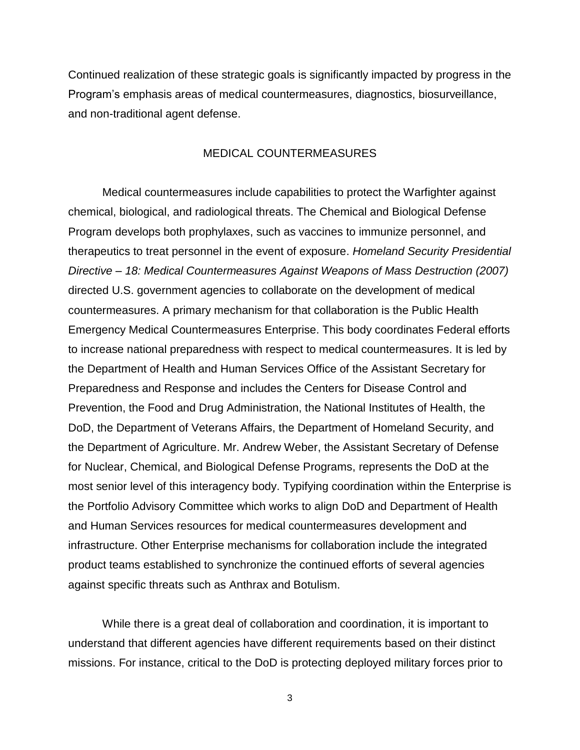Continued realization of these strategic goals is significantly impacted by progress in the Program's emphasis areas of medical countermeasures, diagnostics, biosurveillance, and non-traditional agent defense.

## MEDICAL COUNTERMEASURES

Medical countermeasures include capabilities to protect the Warfighter against chemical, biological, and radiological threats. The Chemical and Biological Defense Program develops both prophylaxes, such as vaccines to immunize personnel, and therapeutics to treat personnel in the event of exposure. *Homeland Security Presidential Directive – 18: Medical Countermeasures Against Weapons of Mass Destruction (2007)* directed U.S. government agencies to collaborate on the development of medical countermeasures. A primary mechanism for that collaboration is the Public Health Emergency Medical Countermeasures Enterprise. This body coordinates Federal efforts to increase national preparedness with respect to medical countermeasures. It is led by the Department of Health and Human Services Office of the Assistant Secretary for Preparedness and Response and includes the Centers for Disease Control and Prevention, the Food and Drug Administration, the National Institutes of Health, the DoD, the Department of Veterans Affairs, the Department of Homeland Security, and the Department of Agriculture. Mr. Andrew Weber, the Assistant Secretary of Defense for Nuclear, Chemical, and Biological Defense Programs, represents the DoD at the most senior level of this interagency body. Typifying coordination within the Enterprise is the Portfolio Advisory Committee which works to align DoD and Department of Health and Human Services resources for medical countermeasures development and infrastructure. Other Enterprise mechanisms for collaboration include the integrated product teams established to synchronize the continued efforts of several agencies against specific threats such as Anthrax and Botulism.

While there is a great deal of collaboration and coordination, it is important to understand that different agencies have different requirements based on their distinct missions. For instance, critical to the DoD is protecting deployed military forces prior to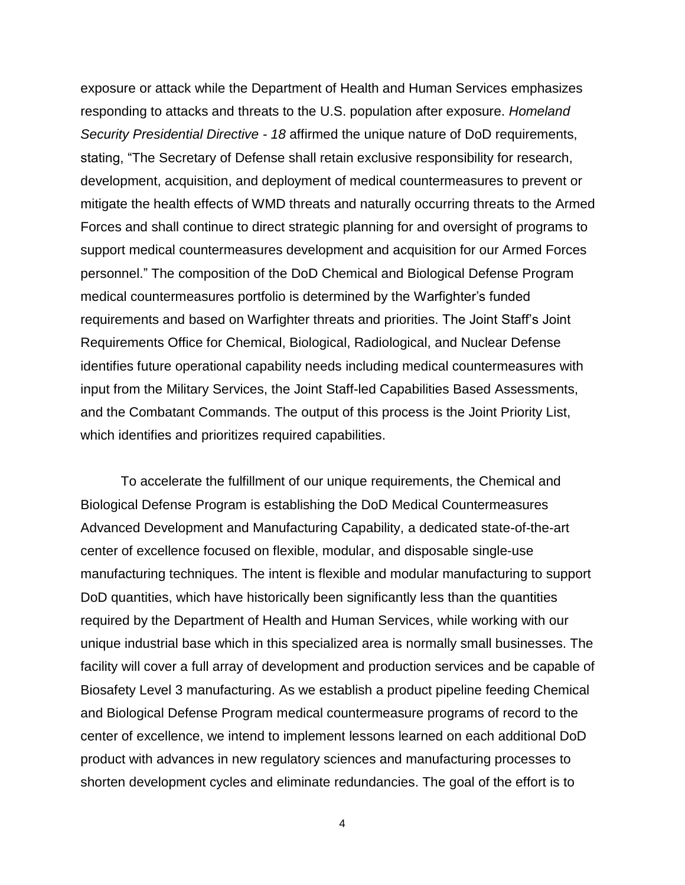exposure or attack while the Department of Health and Human Services emphasizes responding to attacks and threats to the U.S. population after exposure. *Homeland Security Presidential Directive - 18* affirmed the unique nature of DoD requirements, stating, "The Secretary of Defense shall retain exclusive responsibility for research, development, acquisition, and deployment of medical countermeasures to prevent or mitigate the health effects of WMD threats and naturally occurring threats to the Armed Forces and shall continue to direct strategic planning for and oversight of programs to support medical countermeasures development and acquisition for our Armed Forces personnel." The composition of the DoD Chemical and Biological Defense Program medical countermeasures portfolio is determined by the Warfighter's funded requirements and based on Warfighter threats and priorities. The Joint Staff's Joint Requirements Office for Chemical, Biological, Radiological, and Nuclear Defense identifies future operational capability needs including medical countermeasures with input from the Military Services, the Joint Staff-led Capabilities Based Assessments, and the Combatant Commands. The output of this process is the Joint Priority List, which identifies and prioritizes required capabilities.

To accelerate the fulfillment of our unique requirements, the Chemical and Biological Defense Program is establishing the DoD Medical Countermeasures Advanced Development and Manufacturing Capability, a dedicated state-of-the-art center of excellence focused on flexible, modular, and disposable single-use manufacturing techniques. The intent is flexible and modular manufacturing to support DoD quantities, which have historically been significantly less than the quantities required by the Department of Health and Human Services, while working with our unique industrial base which in this specialized area is normally small businesses. The facility will cover a full array of development and production services and be capable of Biosafety Level 3 manufacturing. As we establish a product pipeline feeding Chemical and Biological Defense Program medical countermeasure programs of record to the center of excellence, we intend to implement lessons learned on each additional DoD product with advances in new regulatory sciences and manufacturing processes to shorten development cycles and eliminate redundancies. The goal of the effort is to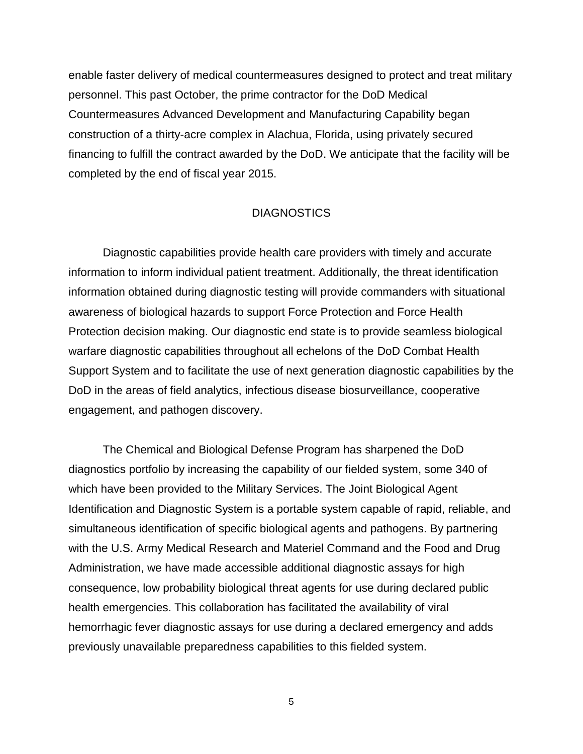enable faster delivery of medical countermeasures designed to protect and treat military personnel. This past October, the prime contractor for the DoD Medical Countermeasures Advanced Development and Manufacturing Capability began construction of a thirty-acre complex in Alachua, Florida, using privately secured financing to fulfill the contract awarded by the DoD. We anticipate that the facility will be completed by the end of fiscal year 2015.

## DIAGNOSTICS

Diagnostic capabilities provide health care providers with timely and accurate information to inform individual patient treatment. Additionally, the threat identification information obtained during diagnostic testing will provide commanders with situational awareness of biological hazards to support Force Protection and Force Health Protection decision making. Our diagnostic end state is to provide seamless biological warfare diagnostic capabilities throughout all echelons of the DoD Combat Health Support System and to facilitate the use of next generation diagnostic capabilities by the DoD in the areas of field analytics, infectious disease biosurveillance, cooperative engagement, and pathogen discovery.

The Chemical and Biological Defense Program has sharpened the DoD diagnostics portfolio by increasing the capability of our fielded system, some 340 of which have been provided to the Military Services. The Joint Biological Agent Identification and Diagnostic System is a portable system capable of rapid, reliable, and simultaneous identification of specific biological agents and pathogens. By partnering with the U.S. Army Medical Research and Materiel Command and the Food and Drug Administration, we have made accessible additional diagnostic assays for high consequence, low probability biological threat agents for use during declared public health emergencies. This collaboration has facilitated the availability of viral hemorrhagic fever diagnostic assays for use during a declared emergency and adds previously unavailable preparedness capabilities to this fielded system.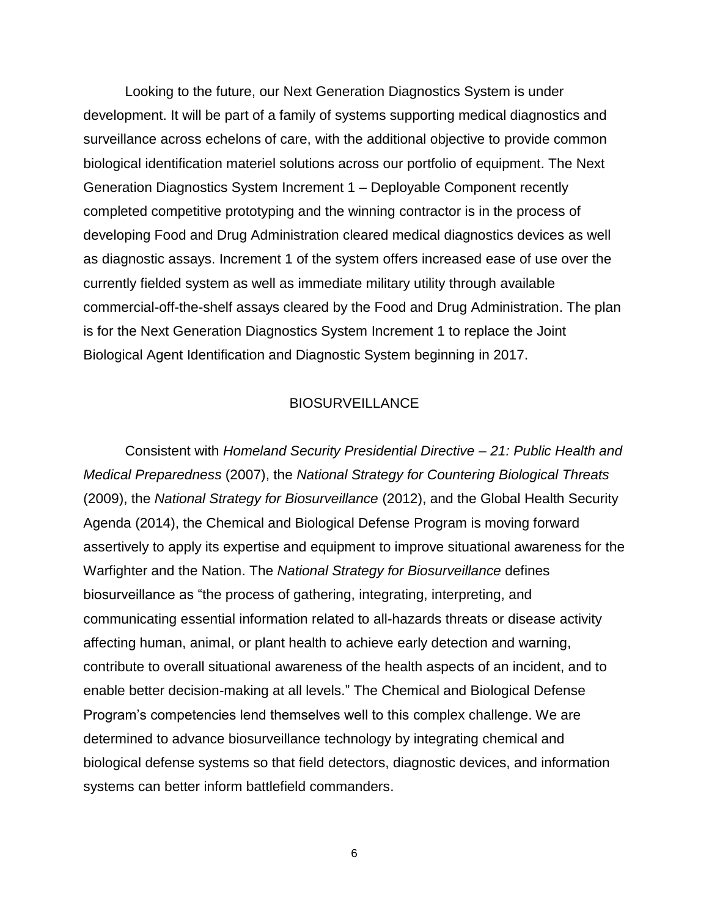Looking to the future, our Next Generation Diagnostics System is under development. It will be part of a family of systems supporting medical diagnostics and surveillance across echelons of care, with the additional objective to provide common biological identification materiel solutions across our portfolio of equipment. The Next Generation Diagnostics System Increment 1 – Deployable Component recently completed competitive prototyping and the winning contractor is in the process of developing Food and Drug Administration cleared medical diagnostics devices as well as diagnostic assays. Increment 1 of the system offers increased ease of use over the currently fielded system as well as immediate military utility through available commercial-off-the-shelf assays cleared by the Food and Drug Administration. The plan is for the Next Generation Diagnostics System Increment 1 to replace the Joint Biological Agent Identification and Diagnostic System beginning in 2017.

## BIOSURVEILLANCE

Consistent with *Homeland Security Presidential Directive – 21: Public Health and Medical Preparedness* (2007), the *National Strategy for Countering Biological Threats* (2009), the *National Strategy for Biosurveillance* (2012), and the Global Health Security Agenda (2014), the Chemical and Biological Defense Program is moving forward assertively to apply its expertise and equipment to improve situational awareness for the Warfighter and the Nation. The *National Strategy for Biosurveillance* defines biosurveillance as "the process of gathering, integrating, interpreting, and communicating essential information related to all-hazards threats or disease activity affecting human, animal, or plant health to achieve early detection and warning, contribute to overall situational awareness of the health aspects of an incident, and to enable better decision-making at all levels." The Chemical and Biological Defense Program's competencies lend themselves well to this complex challenge. We are determined to advance biosurveillance technology by integrating chemical and biological defense systems so that field detectors, diagnostic devices, and information systems can better inform battlefield commanders.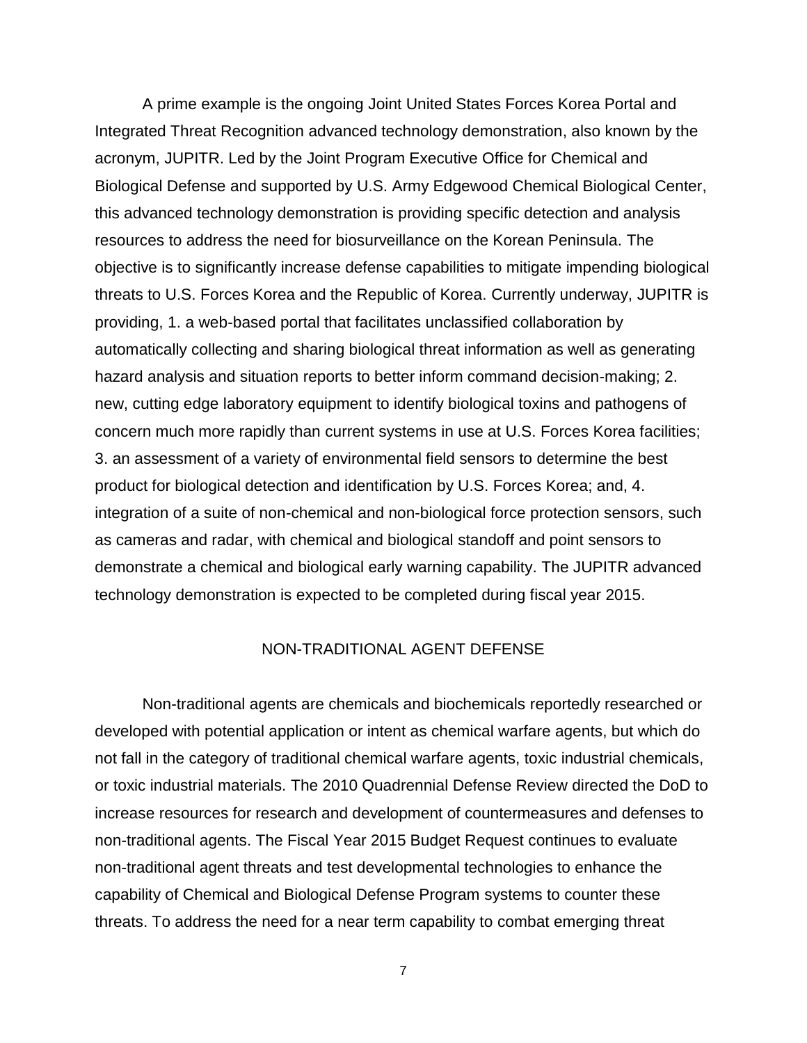A prime example is the ongoing Joint United States Forces Korea Portal and Integrated Threat Recognition advanced technology demonstration, also known by the acronym, JUPITR. Led by the Joint Program Executive Office for Chemical and Biological Defense and supported by U.S. Army Edgewood Chemical Biological Center, this advanced technology demonstration is providing specific detection and analysis resources to address the need for biosurveillance on the Korean Peninsula. The objective is to significantly increase defense capabilities to mitigate impending biological threats to U.S. Forces Korea and the Republic of Korea. Currently underway, JUPITR is providing, 1. a web-based portal that facilitates unclassified collaboration by automatically collecting and sharing biological threat information as well as generating hazard analysis and situation reports to better inform command decision-making; 2. new, cutting edge laboratory equipment to identify biological toxins and pathogens of concern much more rapidly than current systems in use at U.S. Forces Korea facilities; 3. an assessment of a variety of environmental field sensors to determine the best product for biological detection and identification by U.S. Forces Korea; and, 4. integration of a suite of non-chemical and non-biological force protection sensors, such as cameras and radar, with chemical and biological standoff and point sensors to demonstrate a chemical and biological early warning capability. The JUPITR advanced technology demonstration is expected to be completed during fiscal year 2015.

## NON-TRADITIONAL AGENT DEFENSE

Non-traditional agents are chemicals and biochemicals reportedly researched or developed with potential application or intent as chemical warfare agents, but which do not fall in the category of traditional chemical warfare agents, toxic industrial chemicals, or toxic industrial materials. The 2010 Quadrennial Defense Review directed the DoD to increase resources for research and development of countermeasures and defenses to non-traditional agents. The Fiscal Year 2015 Budget Request continues to evaluate non-traditional agent threats and test developmental technologies to enhance the capability of Chemical and Biological Defense Program systems to counter these threats. To address the need for a near term capability to combat emerging threat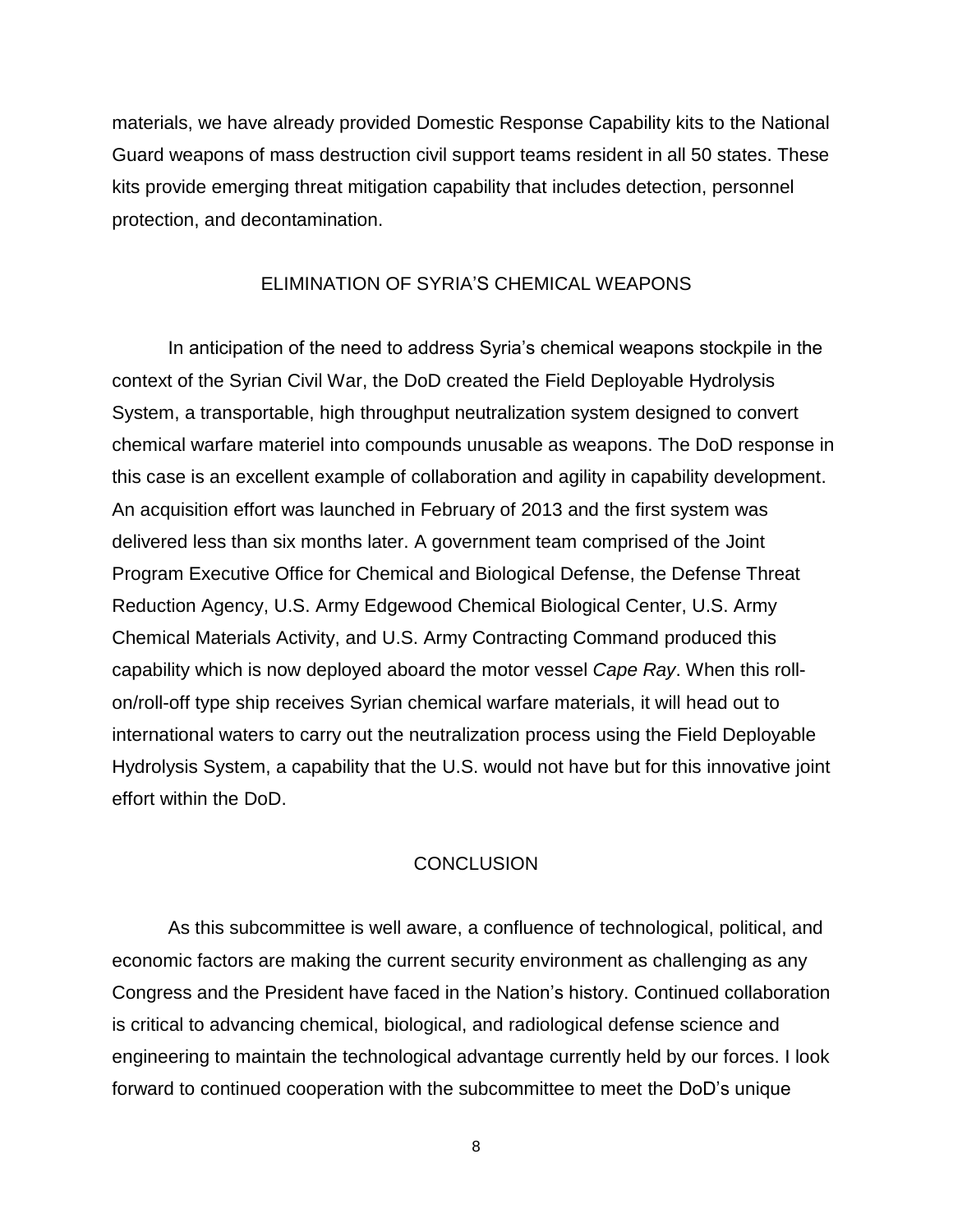materials, we have already provided Domestic Response Capability kits to the National Guard weapons of mass destruction civil support teams resident in all 50 states. These kits provide emerging threat mitigation capability that includes detection, personnel protection, and decontamination.

## ELIMINATION OF SYRIA'S CHEMICAL WEAPONS

In anticipation of the need to address Syria's chemical weapons stockpile in the context of the Syrian Civil War, the DoD created the Field Deployable Hydrolysis System, a transportable, high throughput neutralization system designed to convert chemical warfare materiel into compounds unusable as weapons. The DoD response in this case is an excellent example of collaboration and agility in capability development. An acquisition effort was launched in February of 2013 and the first system was delivered less than six months later. A government team comprised of the Joint Program Executive Office for Chemical and Biological Defense, the Defense Threat Reduction Agency, U.S. Army Edgewood Chemical Biological Center, U.S. Army Chemical Materials Activity, and U.S. Army Contracting Command produced this capability which is now deployed aboard the motor vessel *Cape Ray*. When this roll-on/roll-off type ship receives Syrian chemical warfare materials, it will head out to international waters to carry out the neutralization process using the Field Deployable Hydrolysis System, a capability that the U.S. would not have but for this innovative joint effort within the DoD.

## CONCLUSION

As this subcommittee is well aware, a confluence of technological, political, and economic factors are making the current security environment as challenging as any Congress and the President have faced in the Nation's history. Continued collaboration is critical to advancing chemical, biological, and radiological defense science and engineering to maintain the technological advantage currently held by our forces. I look forward to continued cooperation with the subcommittee to meet the DoD's unique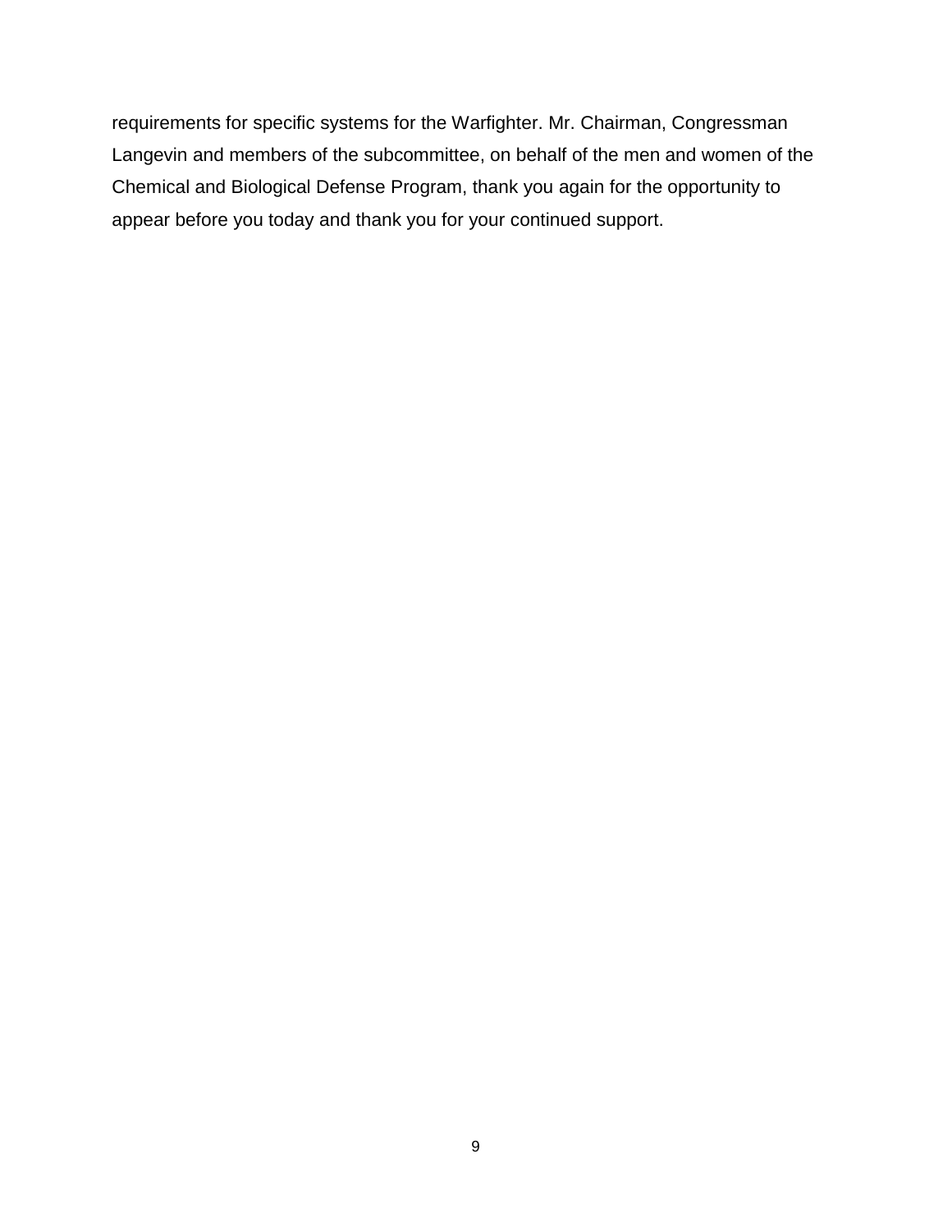requirements for specific systems for the Warfighter. Mr. Chairman, Congressman Langevin and members of the subcommittee, on behalf of the men and women of the Chemical and Biological Defense Program, thank you again for the opportunity to appear before you today and thank you for your continued support.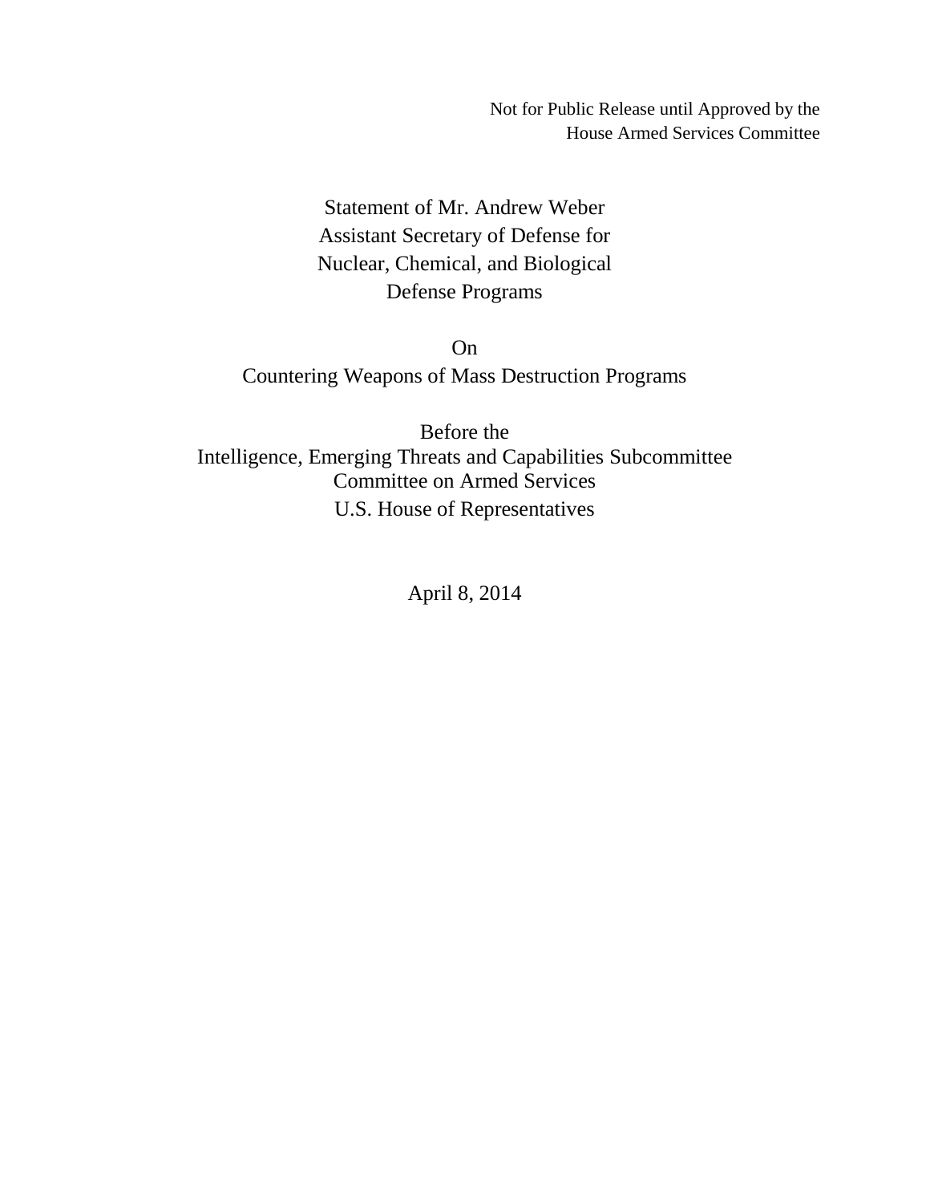Not for Public Release until Approved by the
House Armed Services Committee

Statement of Mr. Andrew Weber
Assistant Secretary of Defense for
Nuclear, Chemical, and Biological
Defense Programs

On
Countering Weapons of Mass Destruction Programs

Before the
Intelligence, Emerging Threats and Capabilities Subcommittee
Committee on Armed Services
U.S. House of Representatives

April 8, 2014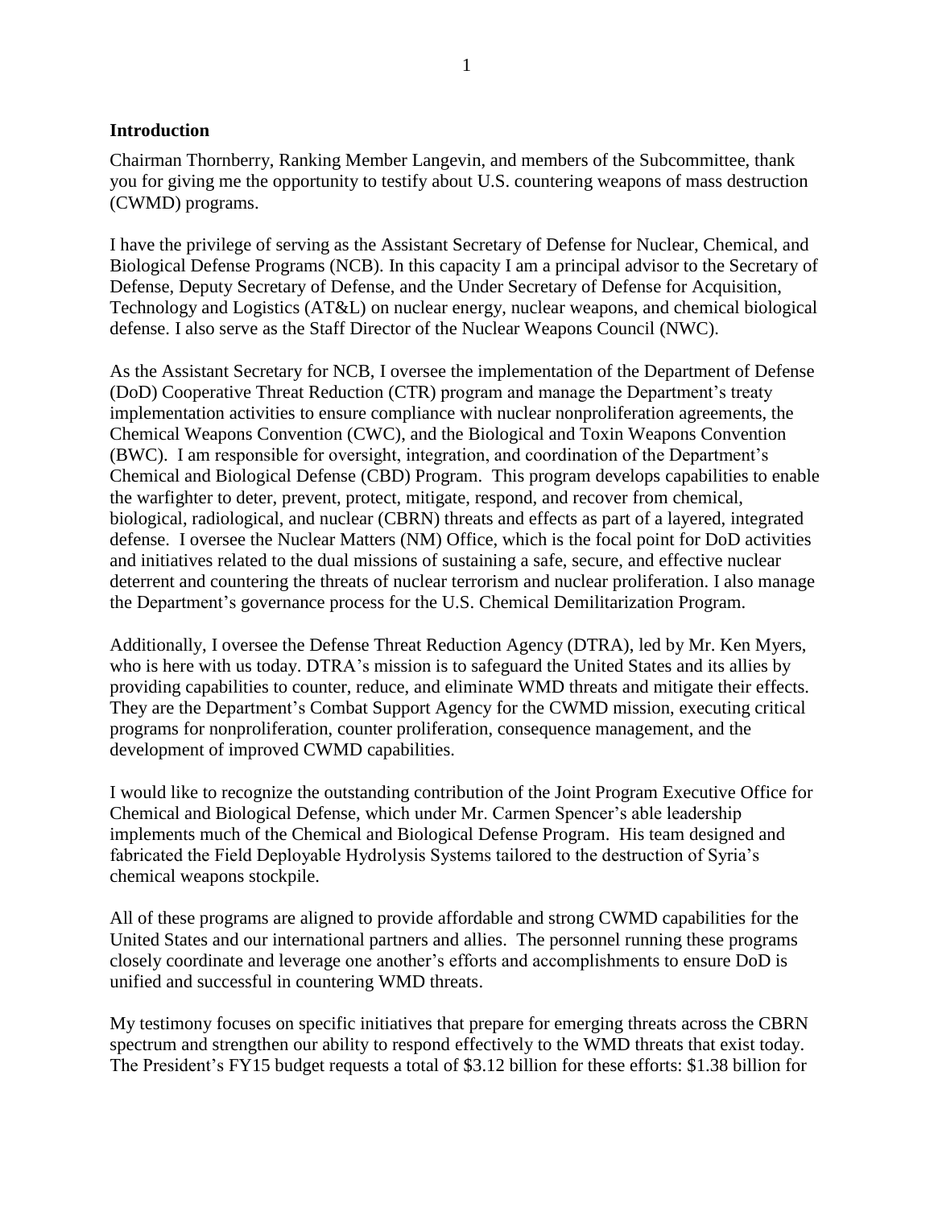## Introduction

Chairman Thornberry, Ranking Member Langevin, and members of the Subcommittee, thank you for giving me the opportunity to testify about U.S. countering weapons of mass destruction (CWMD) programs.

I have the privilege of serving as the Assistant Secretary of Defense for Nuclear, Chemical, and Biological Defense Programs (NCB). In this capacity I am a principal advisor to the Secretary of Defense, Deputy Secretary of Defense, and the Under Secretary of Defense for Acquisition, Technology and Logistics (AT&L) on nuclear energy, nuclear weapons, and chemical biological defense. I also serve as the Staff Director of the Nuclear Weapons Council (NWC).

As the Assistant Secretary for NCB, I oversee the implementation of the Department of Defense (DoD) Cooperative Threat Reduction (CTR) program and manage the Department's treaty implementation activities to ensure compliance with nuclear nonproliferation agreements, the Chemical Weapons Convention (CWC), and the Biological and Toxin Weapons Convention (BWC). I am responsible for oversight, integration, and coordination of the Department's Chemical and Biological Defense (CBD) Program. This program develops capabilities to enable the warfighter to deter, prevent, protect, mitigate, respond, and recover from chemical, biological, radiological, and nuclear (CBRN) threats and effects as part of a layered, integrated defense. I oversee the Nuclear Matters (NM) Office, which is the focal point for DoD activities and initiatives related to the dual missions of sustaining a safe, secure, and effective nuclear deterrent and countering the threats of nuclear terrorism and nuclear proliferation. I also manage the Department's governance process for the U.S. Chemical Demilitarization Program.

Additionally, I oversee the Defense Threat Reduction Agency (DTRA), led by Mr. Ken Myers, who is here with us today. DTRA's mission is to safeguard the United States and its allies by providing capabilities to counter, reduce, and eliminate WMD threats and mitigate their effects. They are the Department's Combat Support Agency for the CWMD mission, executing critical programs for nonproliferation, counter proliferation, consequence management, and the development of improved CWMD capabilities.

I would like to recognize the outstanding contribution of the Joint Program Executive Office for Chemical and Biological Defense, which under Mr. Carmen Spencer's able leadership implements much of the Chemical and Biological Defense Program. His team designed and fabricated the Field Deployable Hydrolysis Systems tailored to the destruction of Syria's chemical weapons stockpile.

All of these programs are aligned to provide affordable and strong CWMD capabilities for the United States and our international partners and allies. The personnel running these programs closely coordinate and leverage one another's efforts and accomplishments to ensure DoD is unified and successful in countering WMD threats.

My testimony focuses on specific initiatives that prepare for emerging threats across the CBRN spectrum and strengthen our ability to respond effectively to the WMD threats that exist today. The President's FY15 budget requests a total of \$3.12 billion for these efforts: \$1.38 billion for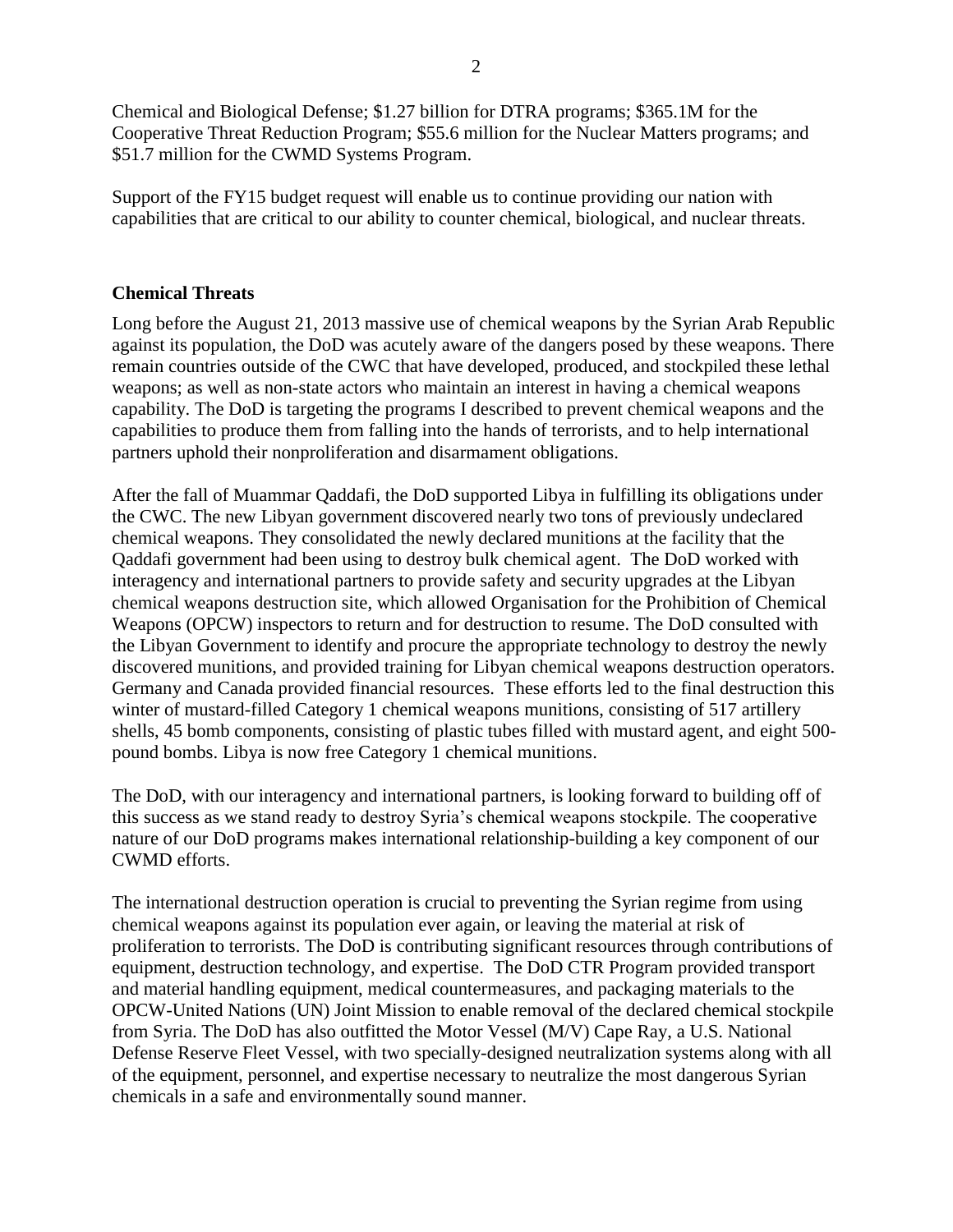Chemical and Biological Defense; $1.27 billion for DTRA programs; $365.1M for the Cooperative Threat Reduction Program; $55.6 million for the Nuclear Matters programs; and $51.7 million for the CWMD Systems Program.

Support of the FY15 budget request will enable us to continue providing our nation with capabilities that are critical to our ability to counter chemical, biological, and nuclear threats.

## Chemical Threats

Long before the August 21, 2013 massive use of chemical weapons by the Syrian Arab Republic against its population, the DoD was acutely aware of the dangers posed by these weapons. There remain countries outside of the CWC that have developed, produced, and stockpiled these lethal weapons; as well as non-state actors who maintain an interest in having a chemical weapons capability. The DoD is targeting the programs I described to prevent chemical weapons and the capabilities to produce them from falling into the hands of terrorists, and to help international partners uphold their nonproliferation and disarmament obligations.

After the fall of Muammar Qaddafi, the DoD supported Libya in fulfilling its obligations under the CWC. The new Libyan government discovered nearly two tons of previously undeclared chemical weapons. They consolidated the newly declared munitions at the facility that the Qaddafi government had been using to destroy bulk chemical agent. The DoD worked with interagency and international partners to provide safety and security upgrades at the Libyan chemical weapons destruction site, which allowed Organisation for the Prohibition of Chemical Weapons (OPCW) inspectors to return and for destruction to resume. The DoD consulted with the Libyan Government to identify and procure the appropriate technology to destroy the newly discovered munitions, and provided training for Libyan chemical weapons destruction operators. Germany and Canada provided financial resources. These efforts led to the final destruction this winter of mustard-filled Category 1 chemical weapons munitions, consisting of 517 artillery shells, 45 bomb components, consisting of plastic tubes filled with mustard agent, and eight 500-pound bombs. Libya is now free Category 1 chemical munitions.

The DoD, with our interagency and international partners, is looking forward to building off of this success as we stand ready to destroy Syria's chemical weapons stockpile. The cooperative nature of our DoD programs makes international relationship-building a key component of our CWMD efforts.

The international destruction operation is crucial to preventing the Syrian regime from using chemical weapons against its population ever again, or leaving the material at risk of proliferation to terrorists. The DoD is contributing significant resources through contributions of equipment, destruction technology, and expertise. The DoD CTR Program provided transport and material handling equipment, medical countermeasures, and packaging materials to the OPCW-United Nations (UN) Joint Mission to enable removal of the declared chemical stockpile from Syria. The DoD has also outfitted the Motor Vessel (M/V) Cape Ray, a U.S. National Defense Reserve Fleet Vessel, with two specially-designed neutralization systems along with all of the equipment, personnel, and expertise necessary to neutralize the most dangerous Syrian chemicals in a safe and environmentally sound manner.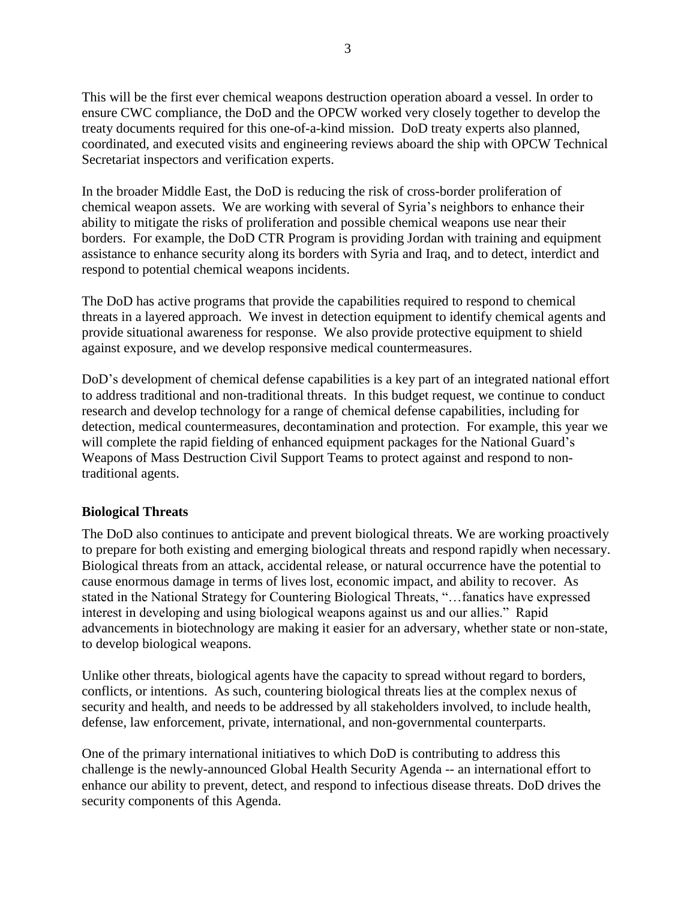This will be the first ever chemical weapons destruction operation aboard a vessel. In order to ensure CWC compliance, the DoD and the OPCW worked very closely together to develop the treaty documents required for this one-of-a-kind mission. DoD treaty experts also planned, coordinated, and executed visits and engineering reviews aboard the ship with OPCW Technical Secretariat inspectors and verification experts.

In the broader Middle East, the DoD is reducing the risk of cross-border proliferation of chemical weapon assets. We are working with several of Syria's neighbors to enhance their ability to mitigate the risks of proliferation and possible chemical weapons use near their borders. For example, the DoD CTR Program is providing Jordan with training and equipment assistance to enhance security along its borders with Syria and Iraq, and to detect, interdict and respond to potential chemical weapons incidents.

The DoD has active programs that provide the capabilities required to respond to chemical threats in a layered approach. We invest in detection equipment to identify chemical agents and provide situational awareness for response. We also provide protective equipment to shield against exposure, and we develop responsive medical countermeasures.

DoD's development of chemical defense capabilities is a key part of an integrated national effort to address traditional and non-traditional threats. In this budget request, we continue to conduct research and develop technology for a range of chemical defense capabilities, including for detection, medical countermeasures, decontamination and protection. For example, this year we will complete the rapid fielding of enhanced equipment packages for the National Guard's Weapons of Mass Destruction Civil Support Teams to protect against and respond to non-traditional agents.

**Biological Threats**

The DoD also continues to anticipate and prevent biological threats. We are working proactively to prepare for both existing and emerging biological threats and respond rapidly when necessary. Biological threats from an attack, accidental release, or natural occurrence have the potential to cause enormous damage in terms of lives lost, economic impact, and ability to recover. As stated in the National Strategy for Countering Biological Threats, "…fanatics have expressed interest in developing and using biological weapons against us and our allies." Rapid advancements in biotechnology are making it easier for an adversary, whether state or non-state, to develop biological weapons.

Unlike other threats, biological agents have the capacity to spread without regard to borders, conflicts, or intentions. As such, countering biological threats lies at the complex nexus of security and health, and needs to be addressed by all stakeholders involved, to include health, defense, law enforcement, private, international, and non-governmental counterparts.

One of the primary international initiatives to which DoD is contributing to address this challenge is the newly-announced Global Health Security Agenda -- an international effort to enhance our ability to prevent, detect, and respond to infectious disease threats. DoD drives the security components of this Agenda.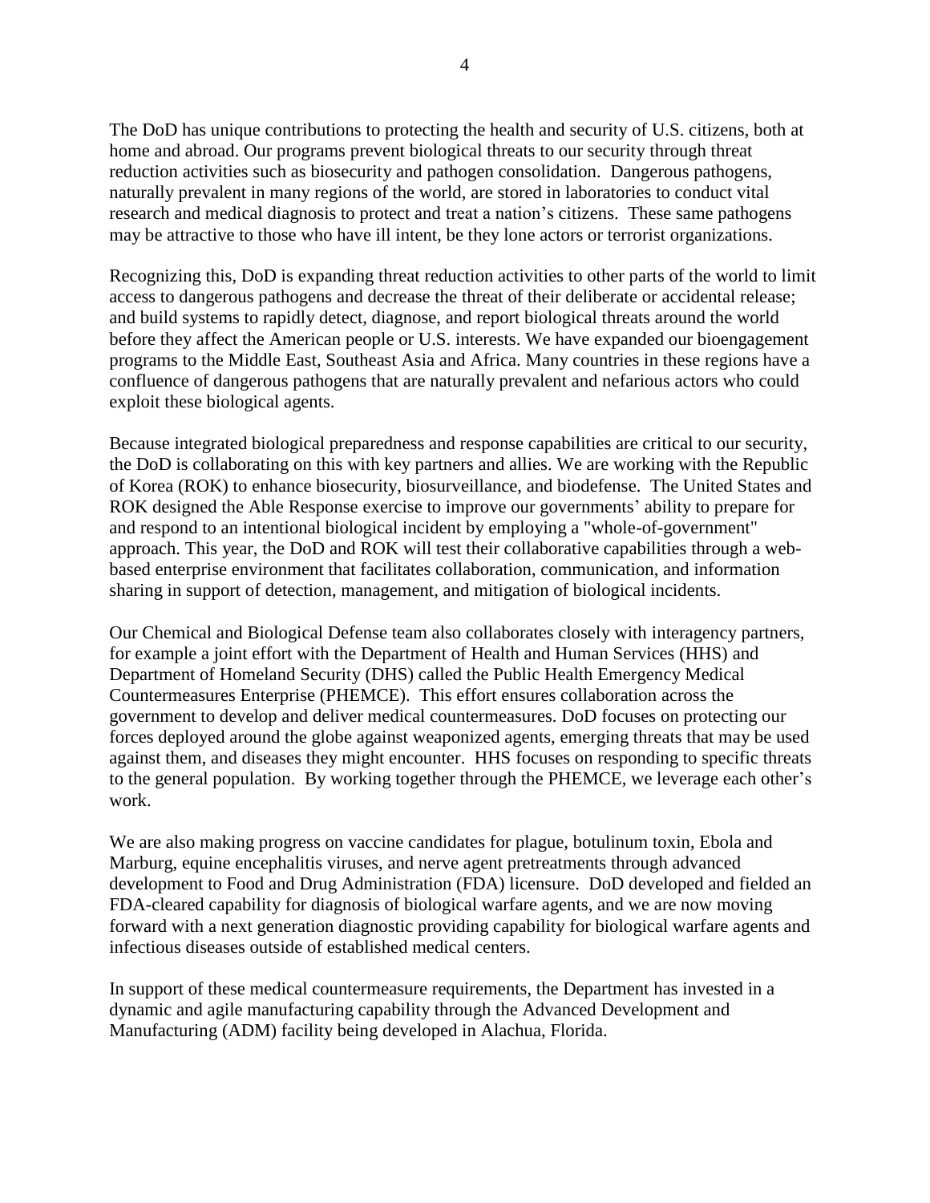The DoD has unique contributions to protecting the health and security of U.S. citizens, both at home and abroad. Our programs prevent biological threats to our security through threat reduction activities such as biosecurity and pathogen consolidation. Dangerous pathogens, naturally prevalent in many regions of the world, are stored in laboratories to conduct vital research and medical diagnosis to protect and treat a nation's citizens. These same pathogens may be attractive to those who have ill intent, be they lone actors or terrorist organizations.

Recognizing this, DoD is expanding threat reduction activities to other parts of the world to limit access to dangerous pathogens and decrease the threat of their deliberate or accidental release; and build systems to rapidly detect, diagnose, and report biological threats around the world before they affect the American people or U.S. interests. We have expanded our bioengagement programs to the Middle East, Southeast Asia and Africa. Many countries in these regions have a confluence of dangerous pathogens that are naturally prevalent and nefarious actors who could exploit these biological agents.

Because integrated biological preparedness and response capabilities are critical to our security, the DoD is collaborating on this with key partners and allies. We are working with the Republic of Korea (ROK) to enhance biosecurity, biosurveillance, and biodefense. The United States and ROK designed the Able Response exercise to improve our governments' ability to prepare for and respond to an intentional biological incident by employing a "whole-of-government" approach. This year, the DoD and ROK will test their collaborative capabilities through a web-based enterprise environment that facilitates collaboration, communication, and information sharing in support of detection, management, and mitigation of biological incidents.

Our Chemical and Biological Defense team also collaborates closely with interagency partners, for example a joint effort with the Department of Health and Human Services (HHS) and Department of Homeland Security (DHS) called the Public Health Emergency Medical Countermeasures Enterprise (PHEMCE). This effort ensures collaboration across the government to develop and deliver medical countermeasures. DoD focuses on protecting our forces deployed around the globe against weaponized agents, emerging threats that may be used against them, and diseases they might encounter. HHS focuses on responding to specific threats to the general population. By working together through the PHEMCE, we leverage each other's work.

We are also making progress on vaccine candidates for plague, botulinum toxin, Ebola and Marburg, equine encephalitis viruses, and nerve agent pretreatments through advanced development to Food and Drug Administration (FDA) licensure. DoD developed and fielded an FDA-cleared capability for diagnosis of biological warfare agents, and we are now moving forward with a next generation diagnostic providing capability for biological warfare agents and infectious diseases outside of established medical centers.

In support of these medical countermeasure requirements, the Department has invested in a dynamic and agile manufacturing capability through the Advanced Development and Manufacturing (ADM) facility being developed in Alachua, Florida.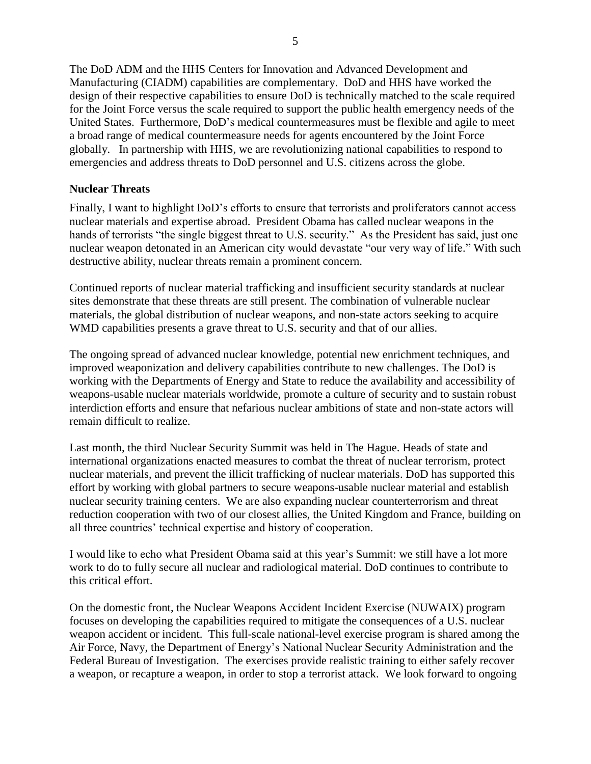The DoD ADM and the HHS Centers for Innovation and Advanced Development and Manufacturing (CIADM) capabilities are complementary. DoD and HHS have worked the design of their respective capabilities to ensure DoD is technically matched to the scale required for the Joint Force versus the scale required to support the public health emergency needs of the United States. Furthermore, DoD's medical countermeasures must be flexible and agile to meet a broad range of medical countermeasure needs for agents encountered by the Joint Force globally. In partnership with HHS, we are revolutionizing national capabilities to respond to emergencies and address threats to DoD personnel and U.S. citizens across the globe.

**Nuclear Threats**

Finally, I want to highlight DoD's efforts to ensure that terrorists and proliferators cannot access nuclear materials and expertise abroad. President Obama has called nuclear weapons in the hands of terrorists "the single biggest threat to U.S. security." As the President has said, just one nuclear weapon detonated in an American city would devastate "our very way of life." With such destructive ability, nuclear threats remain a prominent concern.

Continued reports of nuclear material trafficking and insufficient security standards at nuclear sites demonstrate that these threats are still present. The combination of vulnerable nuclear materials, the global distribution of nuclear weapons, and non-state actors seeking to acquire WMD capabilities presents a grave threat to U.S. security and that of our allies.

The ongoing spread of advanced nuclear knowledge, potential new enrichment techniques, and improved weaponization and delivery capabilities contribute to new challenges. The DoD is working with the Departments of Energy and State to reduce the availability and accessibility of weapons-usable nuclear materials worldwide, promote a culture of security and to sustain robust interdiction efforts and ensure that nefarious nuclear ambitions of state and non-state actors will remain difficult to realize.

Last month, the third Nuclear Security Summit was held in The Hague. Heads of state and international organizations enacted measures to combat the threat of nuclear terrorism, protect nuclear materials, and prevent the illicit trafficking of nuclear materials. DoD has supported this effort by working with global partners to secure weapons-usable nuclear material and establish nuclear security training centers. We are also expanding nuclear counterterrorism and threat reduction cooperation with two of our closest allies, the United Kingdom and France, building on all three countries' technical expertise and history of cooperation.

I would like to echo what President Obama said at this year's Summit: we still have a lot more work to do to fully secure all nuclear and radiological material. DoD continues to contribute to this critical effort.

On the domestic front, the Nuclear Weapons Accident Incident Exercise (NUWAIX) program focuses on developing the capabilities required to mitigate the consequences of a U.S. nuclear weapon accident or incident. This full-scale national-level exercise program is shared among the Air Force, Navy, the Department of Energy's National Nuclear Security Administration and the Federal Bureau of Investigation. The exercises provide realistic training to either safely recover a weapon, or recapture a weapon, in order to stop a terrorist attack. We look forward to ongoing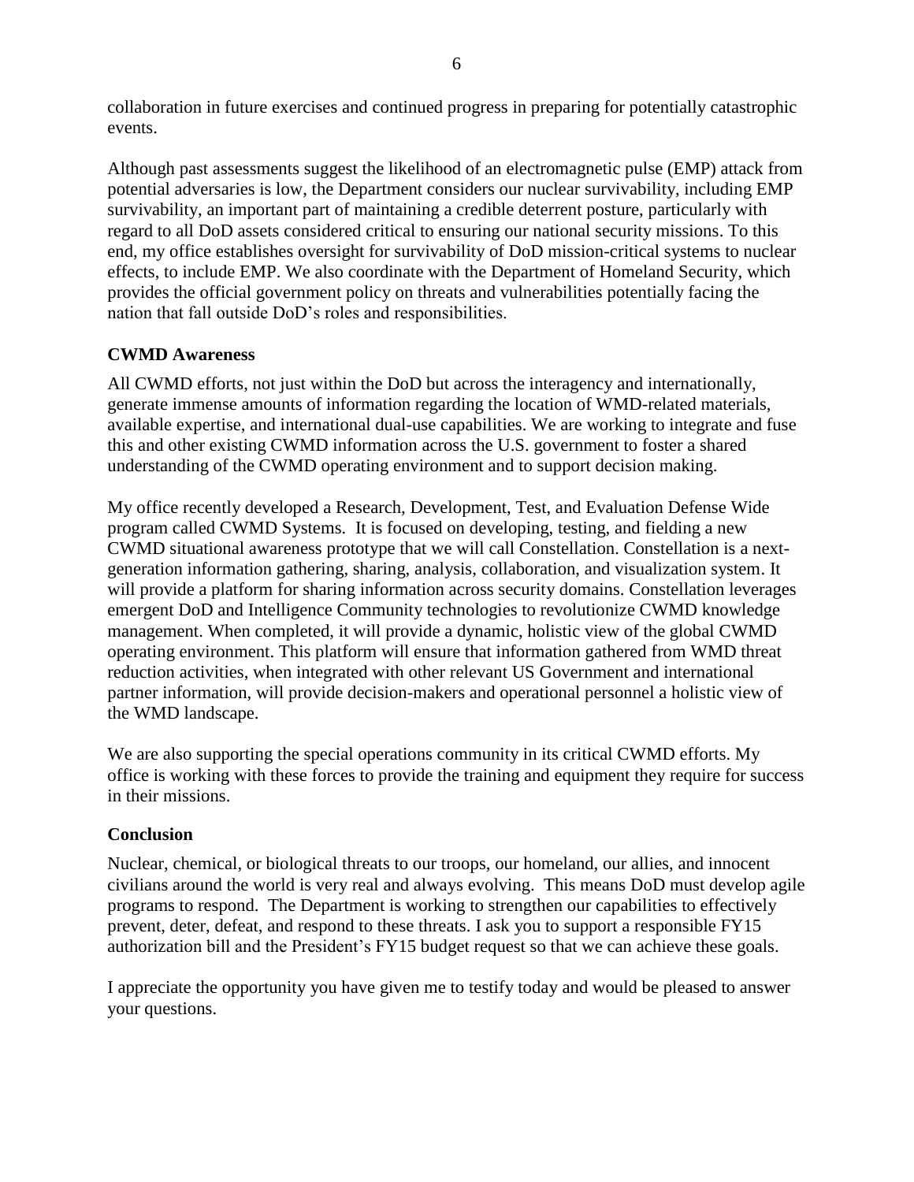collaboration in future exercises and continued progress in preparing for potentially catastrophic events.

Although past assessments suggest the likelihood of an electromagnetic pulse (EMP) attack from potential adversaries is low, the Department considers our nuclear survivability, including EMP survivability, an important part of maintaining a credible deterrent posture, particularly with regard to all DoD assets considered critical to ensuring our national security missions. To this end, my office establishes oversight for survivability of DoD mission-critical systems to nuclear effects, to include EMP. We also coordinate with the Department of Homeland Security, which provides the official government policy on threats and vulnerabilities potentially facing the nation that fall outside DoD's roles and responsibilities.

**CWMD Awareness**

All CWMD efforts, not just within the DoD but across the interagency and internationally, generate immense amounts of information regarding the location of WMD-related materials, available expertise, and international dual-use capabilities. We are working to integrate and fuse this and other existing CWMD information across the U.S. government to foster a shared understanding of the CWMD operating environment and to support decision making.

My office recently developed a Research, Development, Test, and Evaluation Defense Wide program called CWMD Systems. It is focused on developing, testing, and fielding a new CWMD situational awareness prototype that we will call Constellation. Constellation is a next-generation information gathering, sharing, analysis, collaboration, and visualization system. It will provide a platform for sharing information across security domains. Constellation leverages emergent DoD and Intelligence Community technologies to revolutionize CWMD knowledge management. When completed, it will provide a dynamic, holistic view of the global CWMD operating environment. This platform will ensure that information gathered from WMD threat reduction activities, when integrated with other relevant US Government and international partner information, will provide decision-makers and operational personnel a holistic view of the WMD landscape.

We are also supporting the special operations community in its critical CWMD efforts. My office is working with these forces to provide the training and equipment they require for success in their missions.

**Conclusion**

Nuclear, chemical, or biological threats to our troops, our homeland, our allies, and innocent civilians around the world is very real and always evolving. This means DoD must develop agile programs to respond. The Department is working to strengthen our capabilities to effectively prevent, deter, defeat, and respond to these threats. I ask you to support a responsible FY15 authorization bill and the President's FY15 budget request so that we can achieve these goals.

I appreciate the opportunity you have given me to testify today and would be pleased to answer your questions.